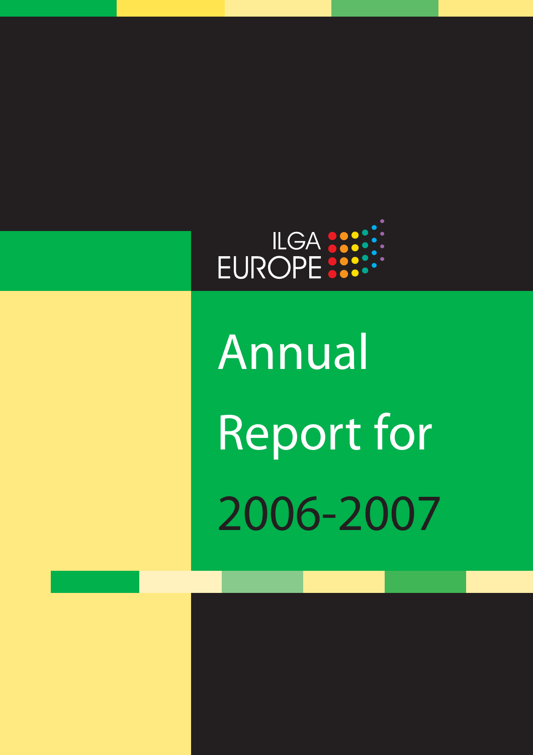ILGA EUROPE

# Annual Report for 2006-2007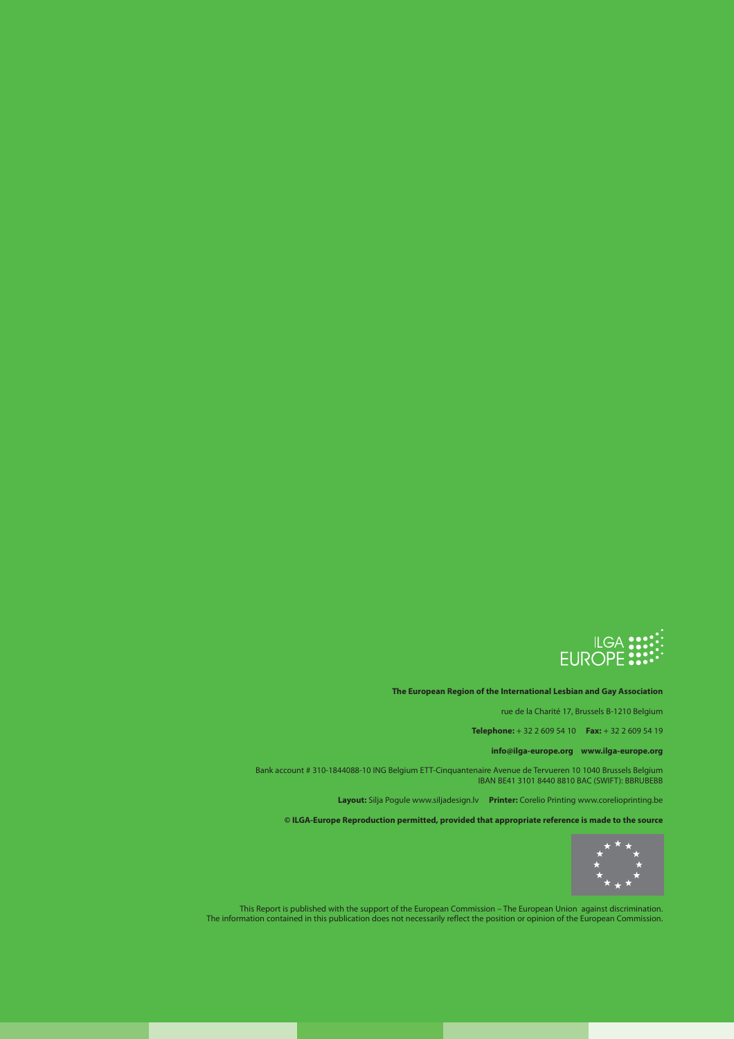ILGA EUROPE

**The European Region of the International Lesbian and Gay Association**

rue de la Charité 17, Brussels B-1210 Belgium

**Telephone:** + 32 2 609 54 10 **Fax:** + 32 2 609 54 19

**info@ilga-europe.org www.ilga-europe.org**

Bank account # 310-1844088-10 ING Belgium ETT-Cinquantenaire Avenue de Tervueren 10 1040 Brussels Belgium
IBAN BE41 3101 8440 8810 BAC (SWIFT): BBRUBEBB

**Layout:** Silja Pogule www.siljadesign.lv **Printer:** Corelio Printing www.corelioprinting.be

**© ILGA-Europe Reproduction permitted, provided that appropriate reference is made to the source**

This Report is published with the support of the European Commission – The European Union against discrimination.
The information contained in this publication does not necessarily reflect the position or opinion of the European Commission.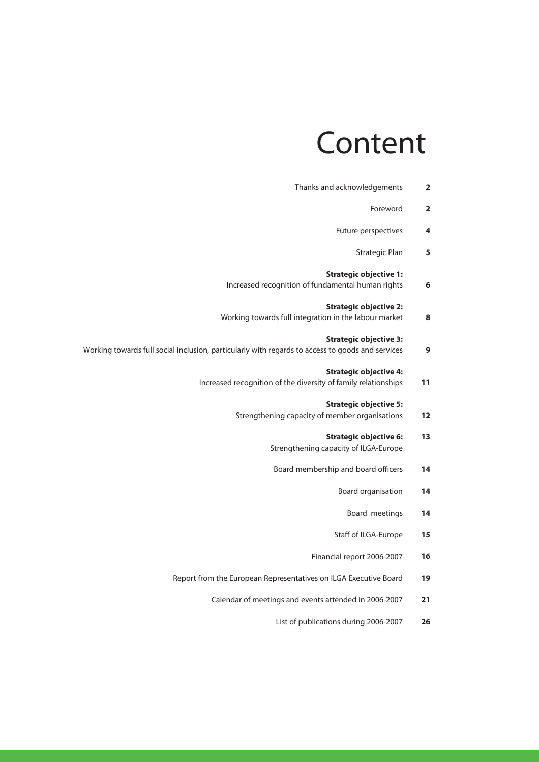# Content

| | |
|---|---|
| Thanks and acknowledgements | 2 |
| Foreword | 2 |
| Future perspectives | 4 |
| Strategic Plan | 5 |
| **Strategic objective 1:** Increased recognition of fundamental human rights | 6 |
| **Strategic objective 2:** Working towards full integration in the labour market | 8 |
| **Strategic objective 3:** Working towards full social inclusion, particularly with regards to access to goods and services | 9 |
| **Strategic objective 4:** Increased recognition of the diversity of family relationships | 11 |
| **Strategic objective 5:** Strengthening capacity of member organisations | 12 |
| **Strategic objective 6:** Strengthening capacity of ILGA-Europe | 13 |
| Board membership and board officers | 14 |
| Board organisation | 14 |
| Board meetings | 14 |
| Staff of ILGA-Europe | 15 |
| Financial report 2006-2007 | 16 |
| Report from the European Representatives on ILGA Executive Board | 19 |
| Calendar of meetings and events attended in 2006-2007 | 21 |
| List of publications during 2006-2007 | 26 |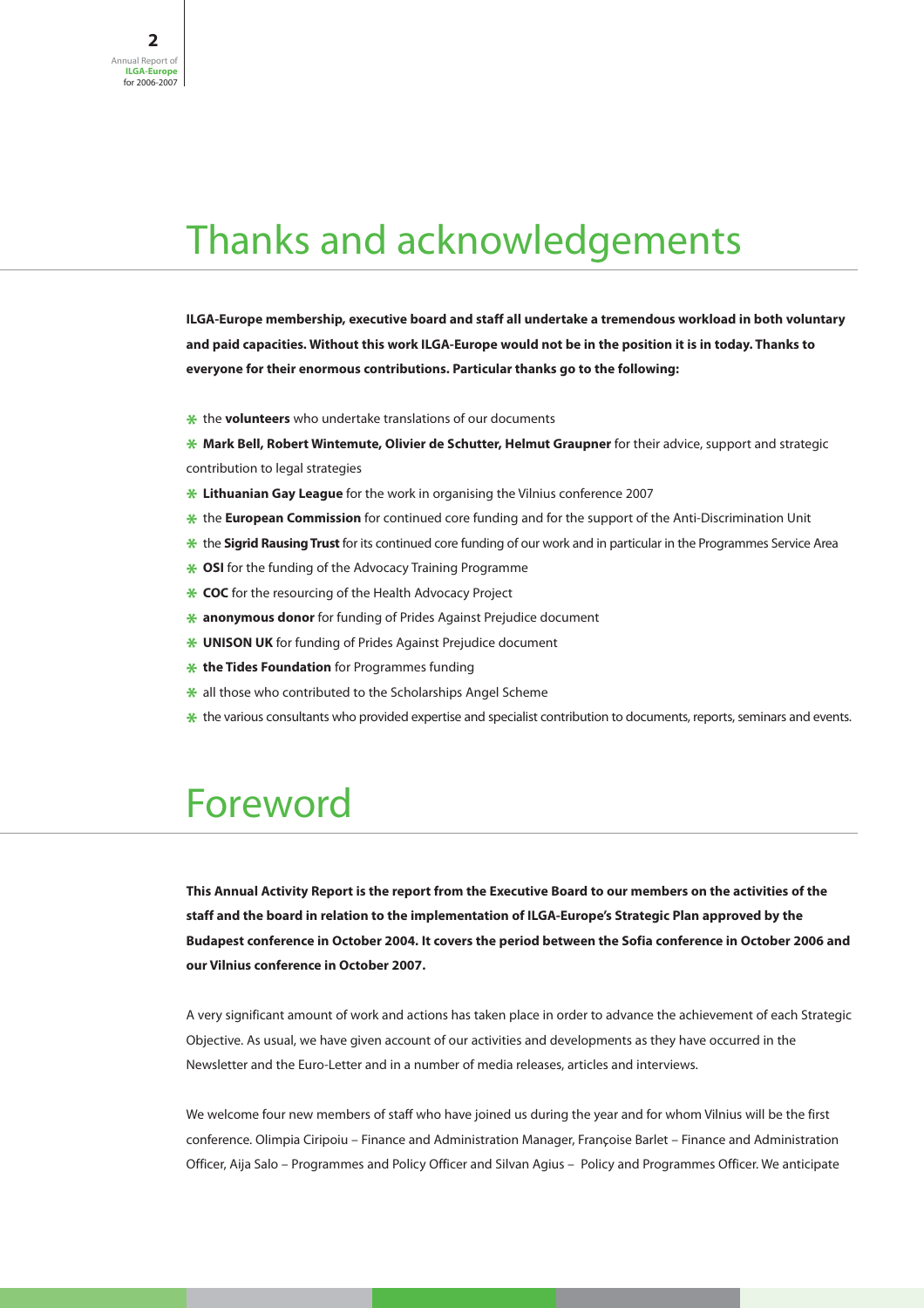# Thanks and acknowledgements

**ILGA-Europe membership, executive board and staff all undertake a tremendous workload in both voluntary and paid capacities. Without this work ILGA-Europe would not be in the position it is in today. Thanks to everyone for their enormous contributions. Particular thanks go to the following:**

- the **volunteers** who undertake translations of our documents
- **Mark Bell, Robert Wintemute, Olivier de Schutter, Helmut Graupner** for their advice, support and strategic contribution to legal strategies
- **Lithuanian Gay League** for the work in organising the Vilnius conference 2007
- the **European Commission** for continued core funding and for the support of the Anti-Discrimination Unit
- the **Sigrid Rausing Trust** for its continued core funding of our work and in particular in the Programmes Service Area
- **OSI** for the funding of the Advocacy Training Programme
- **COC** for the resourcing of the Health Advocacy Project
- **anonymous donor** for funding of Prides Against Prejudice document
- **UNISON UK** for funding of Prides Against Prejudice document
- **the Tides Foundation** for Programmes funding
- all those who contributed to the Scholarships Angel Scheme
- the various consultants who provided expertise and specialist contribution to documents, reports, seminars and events.

# Foreword

**This Annual Activity Report is the report from the Executive Board to our members on the activities of the staff and the board in relation to the implementation of ILGA-Europe's Strategic Plan approved by the Budapest conference in October 2004. It covers the period between the Sofia conference in October 2006 and our Vilnius conference in October 2007.**

A very significant amount of work and actions has taken place in order to advance the achievement of each Strategic Objective. As usual, we have given account of our activities and developments as they have occurred in the Newsletter and the Euro-Letter and in a number of media releases, articles and interviews.

We welcome four new members of staff who have joined us during the year and for whom Vilnius will be the first conference. Olimpia Ciripoiu – Finance and Administration Manager, Françoise Barlet – Finance and Administration Officer, Aija Salo – Programmes and Policy Officer and Silvan Agius – Policy and Programmes Officer. We anticipate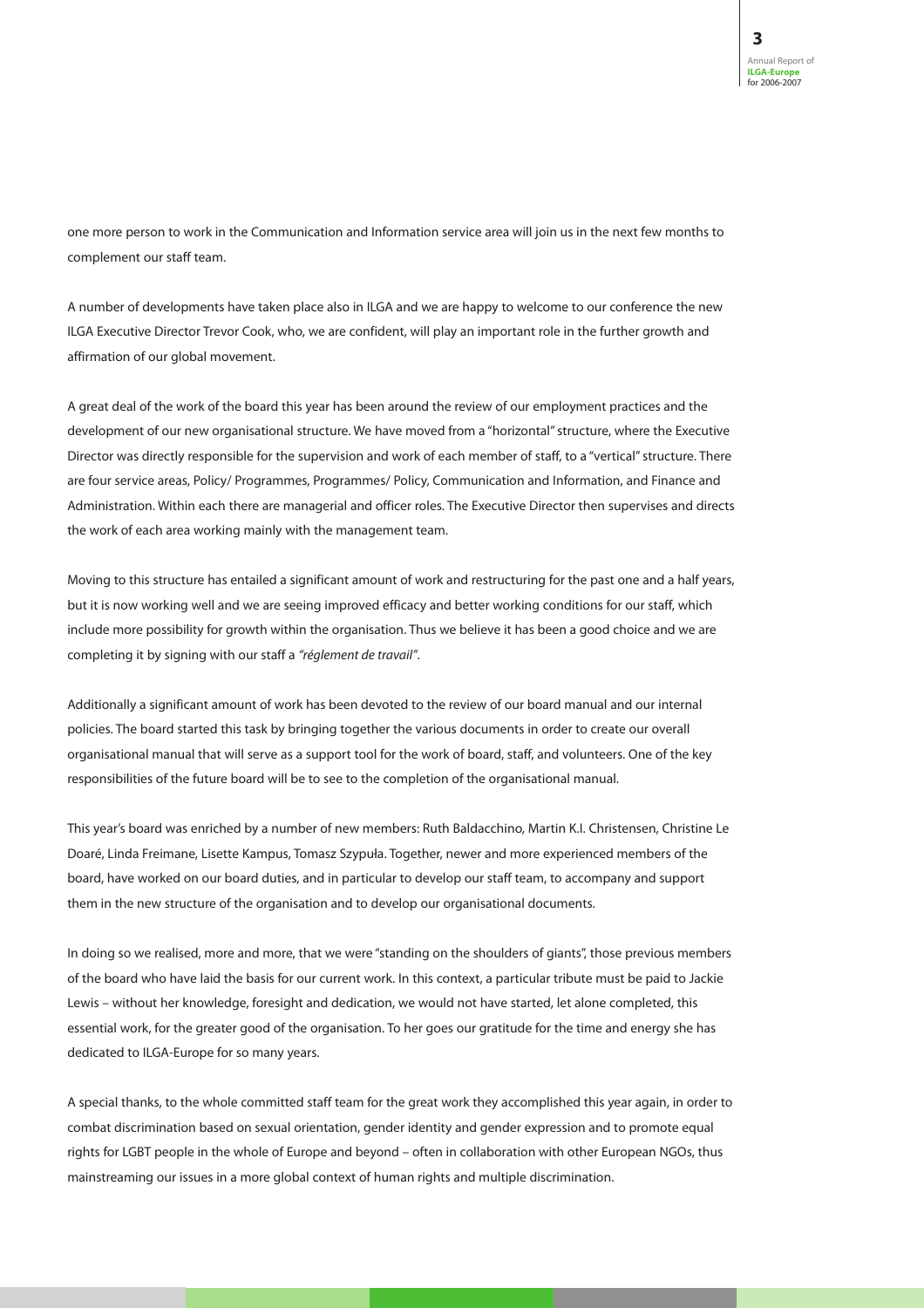one more person to work in the Communication and Information service area will join us in the next few months to complement our staff team.

A number of developments have taken place also in ILGA and we are happy to welcome to our conference the new ILGA Executive Director Trevor Cook, who, we are confident, will play an important role in the further growth and affirmation of our global movement.

A great deal of the work of the board this year has been around the review of our employment practices and the development of our new organisational structure. We have moved from a "horizontal" structure, where the Executive Director was directly responsible for the supervision and work of each member of staff, to a "vertical" structure. There are four service areas, Policy/ Programmes, Programmes/ Policy, Communication and Information, and Finance and Administration. Within each there are managerial and officer roles. The Executive Director then supervises and directs the work of each area working mainly with the management team.

Moving to this structure has entailed a significant amount of work and restructuring for the past one and a half years, but it is now working well and we are seeing improved efficacy and better working conditions for our staff, which include more possibility for growth within the organisation. Thus we believe it has been a good choice and we are completing it by signing with our staff a *"réglement de travail"*.

Additionally a significant amount of work has been devoted to the review of our board manual and our internal policies. The board started this task by bringing together the various documents in order to create our overall organisational manual that will serve as a support tool for the work of board, staff, and volunteers. One of the key responsibilities of the future board will be to see to the completion of the organisational manual.

This year's board was enriched by a number of new members: Ruth Baldacchino, Martin K.I. Christensen, Christine Le Doaré, Linda Freimane, Lisette Kampus, Tomasz Szypuła. Together, newer and more experienced members of the board, have worked on our board duties, and in particular to develop our staff team, to accompany and support them in the new structure of the organisation and to develop our organisational documents.

In doing so we realised, more and more, that we were "standing on the shoulders of giants", those previous members of the board who have laid the basis for our current work. In this context, a particular tribute must be paid to Jackie Lewis – without her knowledge, foresight and dedication, we would not have started, let alone completed, this essential work, for the greater good of the organisation. To her goes our gratitude for the time and energy she has dedicated to ILGA-Europe for so many years.

A special thanks, to the whole committed staff team for the great work they accomplished this year again, in order to combat discrimination based on sexual orientation, gender identity and gender expression and to promote equal rights for LGBT people in the whole of Europe and beyond – often in collaboration with other European NGOs, thus mainstreaming our issues in a more global context of human rights and multiple discrimination.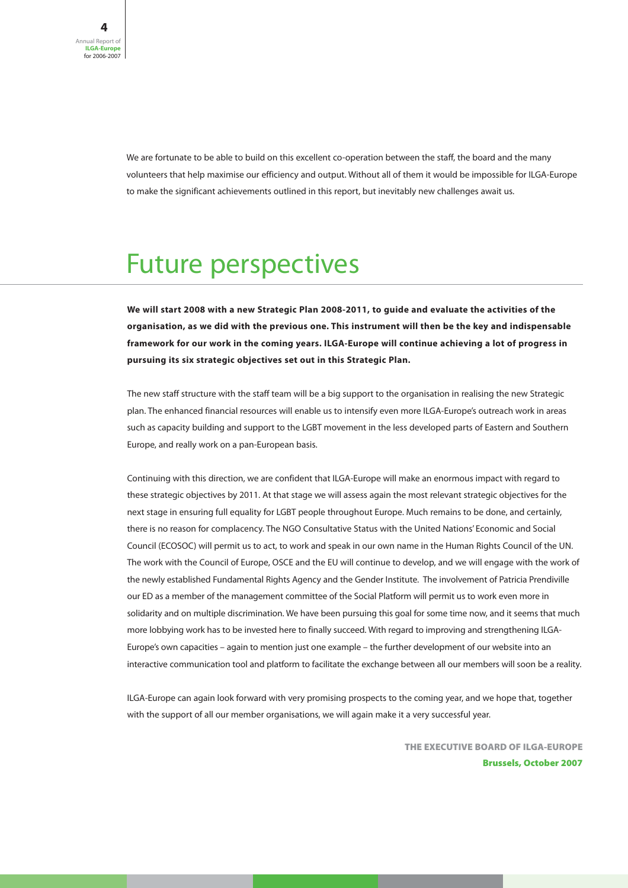We are fortunate to be able to build on this excellent co-operation between the staff, the board and the many volunteers that help maximise our efficiency and output. Without all of them it would be impossible for ILGA-Europe to make the significant achievements outlined in this report, but inevitably new challenges await us.

# Future perspectives

**We will start 2008 with a new Strategic Plan 2008-2011, to guide and evaluate the activities of the organisation, as we did with the previous one. This instrument will then be the key and indispensable framework for our work in the coming years. ILGA-Europe will continue achieving a lot of progress in pursuing its six strategic objectives set out in this Strategic Plan.**

The new staff structure with the staff team will be a big support to the organisation in realising the new Strategic plan. The enhanced financial resources will enable us to intensify even more ILGA-Europe's outreach work in areas such as capacity building and support to the LGBT movement in the less developed parts of Eastern and Southern Europe, and really work on a pan-European basis.

Continuing with this direction, we are confident that ILGA-Europe will make an enormous impact with regard to these strategic objectives by 2011. At that stage we will assess again the most relevant strategic objectives for the next stage in ensuring full equality for LGBT people throughout Europe. Much remains to be done, and certainly, there is no reason for complacency. The NGO Consultative Status with the United Nations' Economic and Social Council (ECOSOC) will permit us to act, to work and speak in our own name in the Human Rights Council of the UN. The work with the Council of Europe, OSCE and the EU will continue to develop, and we will engage with the work of the newly established Fundamental Rights Agency and the Gender Institute. The involvement of Patricia Prendiville our ED as a member of the management committee of the Social Platform will permit us to work even more in solidarity and on multiple discrimination. We have been pursuing this goal for some time now, and it seems that much more lobbying work has to be invested here to finally succeed. With regard to improving and strengthening ILGA-Europe's own capacities – again to mention just one example – the further development of our website into an interactive communication tool and platform to facilitate the exchange between all our members will soon be a reality.

ILGA-Europe can again look forward with very promising prospects to the coming year, and we hope that, together with the support of all our member organisations, we will again make it a very successful year.

**THE EXECUTIVE BOARD OF ILGA-EUROPE**
**Brussels, October 2007**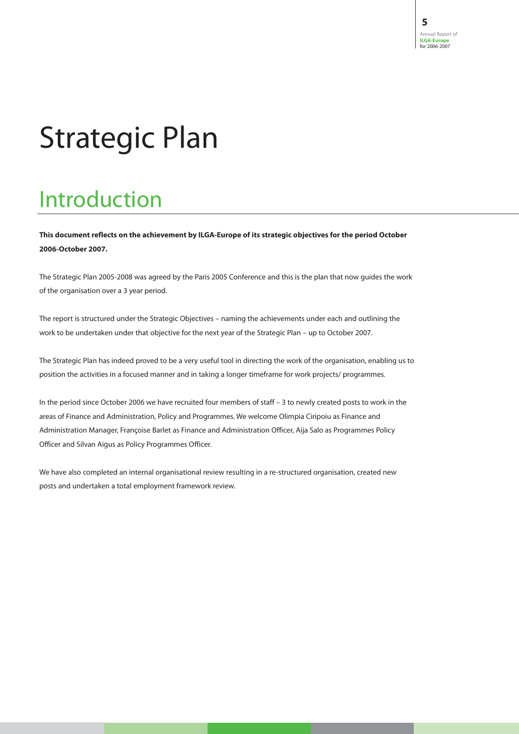# Strategic Plan

## Introduction

**This document reflects on the achievement by ILGA-Europe of its strategic objectives for the period October 2006-October 2007.**

The Strategic Plan 2005-2008 was agreed by the Paris 2005 Conference and this is the plan that now guides the work of the organisation over a 3 year period.

The report is structured under the Strategic Objectives – naming the achievements under each and outlining the work to be undertaken under that objective for the next year of the Strategic Plan – up to October 2007.

The Strategic Plan has indeed proved to be a very useful tool in directing the work of the organisation, enabling us to position the activities in a focused manner and in taking a longer timeframe for work projects/ programmes.

In the period since October 2006 we have recruited four members of staff – 3 to newly created posts to work in the areas of Finance and Administration, Policy and Programmes. We welcome Olimpia Ciripoiu as Finance and Administration Manager, Françoise Barlet as Finance and Administration Officer, Aija Salo as Programmes Policy Officer and Silvan Aigus as Policy Programmes Officer.

We have also completed an internal organisational review resulting in a re-structured organisation, created new posts and undertaken a total employment framework review.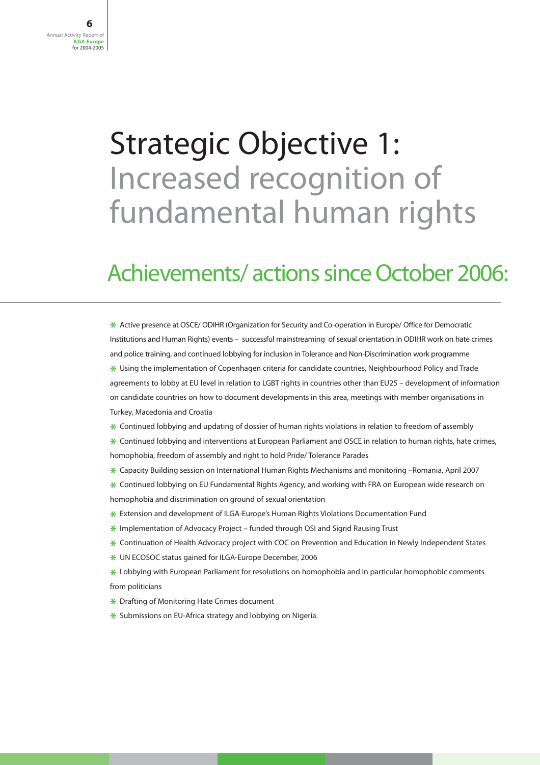# Strategic Objective 1: Increased recognition of fundamental human rights

## Achievements/ actions since October 2006:

- Active presence at OSCE/ ODIHR (Organization for Security and Co-operation in Europe/ Office for Democratic Institutions and Human Rights) events – successful mainstreaming of sexual orientation in ODIHR work on hate crimes and police training, and continued lobbying for inclusion in Tolerance and Non-Discrimination work programme
- Using the implementation of Copenhagen criteria for candidate countries, Neighbourhood Policy and Trade agreements to lobby at EU level in relation to LGBT rights in countries other than EU25 – development of information on candidate countries on how to document developments in this area, meetings with member organisations in Turkey, Macedonia and Croatia
- Continued lobbying and updating of dossier of human rights violations in relation to freedom of assembly
- Continued lobbying and interventions at European Parliament and OSCE in relation to human rights, hate crimes, homophobia, freedom of assembly and right to hold Pride/ Tolerance Parades
- Capacity Building session on International Human Rights Mechanisms and monitoring –Romania, April 2007
- Continued lobbying on EU Fundamental Rights Agency, and working with FRA on European wide research on homophobia and discrimination on ground of sexual orientation
- Extension and development of ILGA-Europe's Human Rights Violations Documentation Fund
- Implementation of Advocacy Project – funded through OSI and Sigrid Rausing Trust
- Continuation of Health Advocacy project with COC on Prevention and Education in Newly Independent States
- UN ECOSOC status gained for ILGA-Europe December, 2006
- Lobbying with European Parliament for resolutions on homophobia and in particular homophobic comments from politicians
- Drafting of Monitoring Hate Crimes document
- Submissions on EU-Africa strategy and lobbying on Nigeria.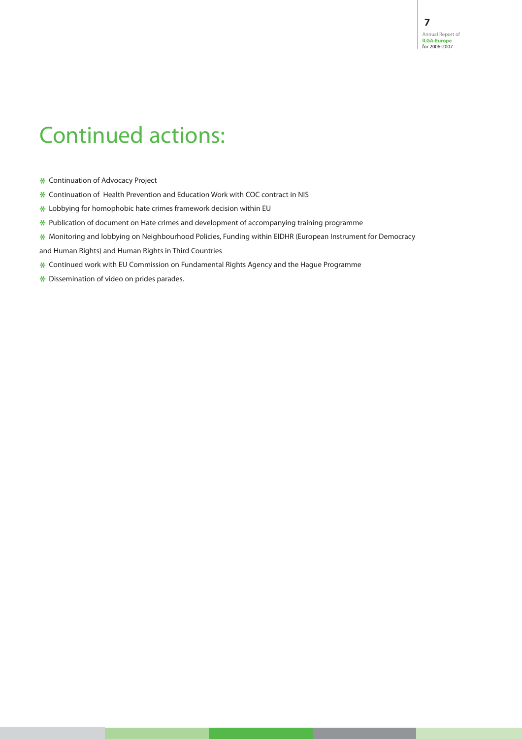# Continued actions:

- Continuation of Advocacy Project
- Continuation of Health Prevention and Education Work with COC contract in NIS
- Lobbying for homophobic hate crimes framework decision within EU
- Publication of document on Hate crimes and development of accompanying training programme
- Monitoring and lobbying on Neighbourhood Policies, Funding within EIDHR (European Instrument for Democracy and Human Rights) and Human Rights in Third Countries
- Continued work with EU Commission on Fundamental Rights Agency and the Hague Programme
- Dissemination of video on prides parades.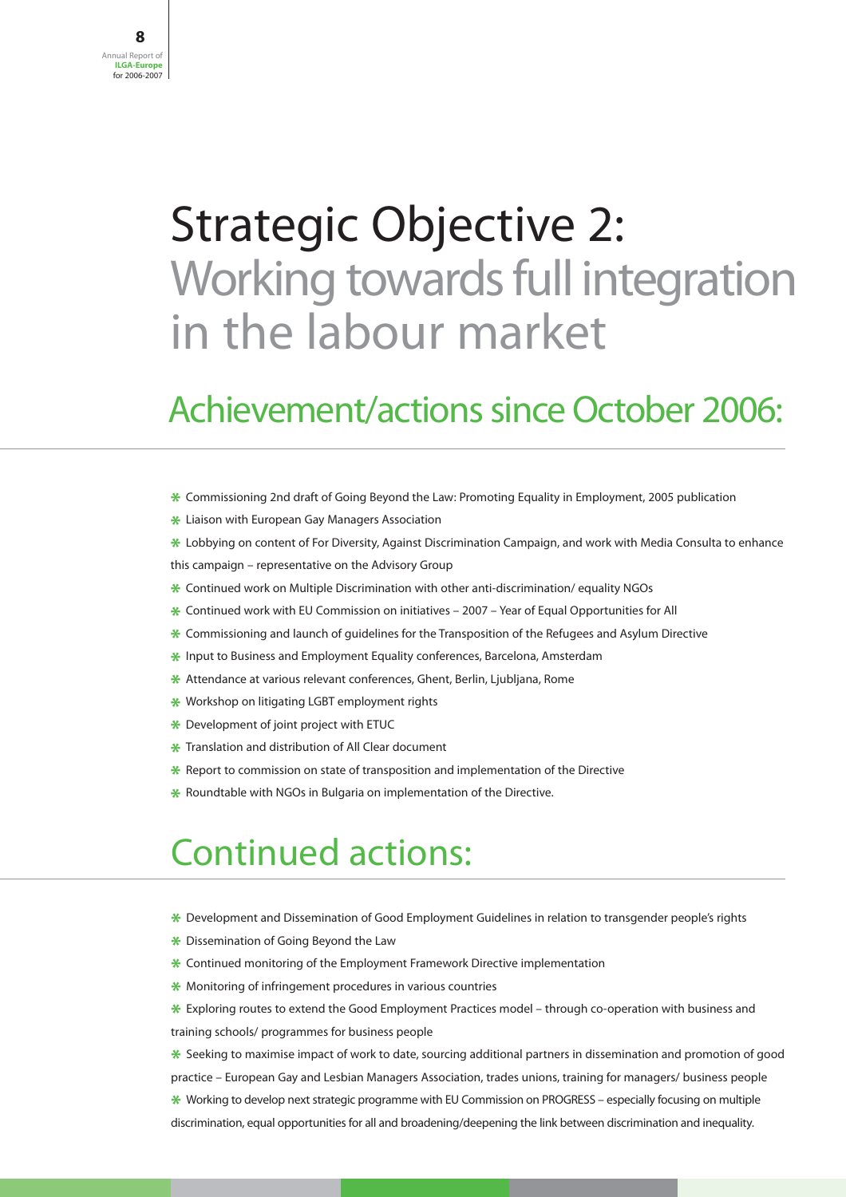# Strategic Objective 2: Working towards full integration in the labour market

## Achievement/actions since October 2006:

- Commissioning 2nd draft of Going Beyond the Law: Promoting Equality in Employment, 2005 publication
- Liaison with European Gay Managers Association
- Lobbying on content of For Diversity, Against Discrimination Campaign, and work with Media Consulta to enhance this campaign – representative on the Advisory Group
- Continued work on Multiple Discrimination with other anti-discrimination/ equality NGOs
- Continued work with EU Commission on initiatives – 2007 – Year of Equal Opportunities for All
- Commissioning and launch of guidelines for the Transposition of the Refugees and Asylum Directive
- Input to Business and Employment Equality conferences, Barcelona, Amsterdam
- Attendance at various relevant conferences, Ghent, Berlin, Ljubljana, Rome
- Workshop on litigating LGBT employment rights
- Development of joint project with ETUC
- Translation and distribution of All Clear document
- Report to commission on state of transposition and implementation of the Directive
- Roundtable with NGOs in Bulgaria on implementation of the Directive.

## Continued actions:

- Development and Dissemination of Good Employment Guidelines in relation to transgender people's rights
- Dissemination of Going Beyond the Law
- Continued monitoring of the Employment Framework Directive implementation
- Monitoring of infringement procedures in various countries
- Exploring routes to extend the Good Employment Practices model – through co-operation with business and training schools/ programmes for business people
- Seeking to maximise impact of work to date, sourcing additional partners in dissemination and promotion of good practice – European Gay and Lesbian Managers Association, trades unions, training for managers/ business people
- Working to develop next strategic programme with EU Commission on PROGRESS – especially focusing on multiple discrimination, equal opportunities for all and broadening/deepening the link between discrimination and inequality.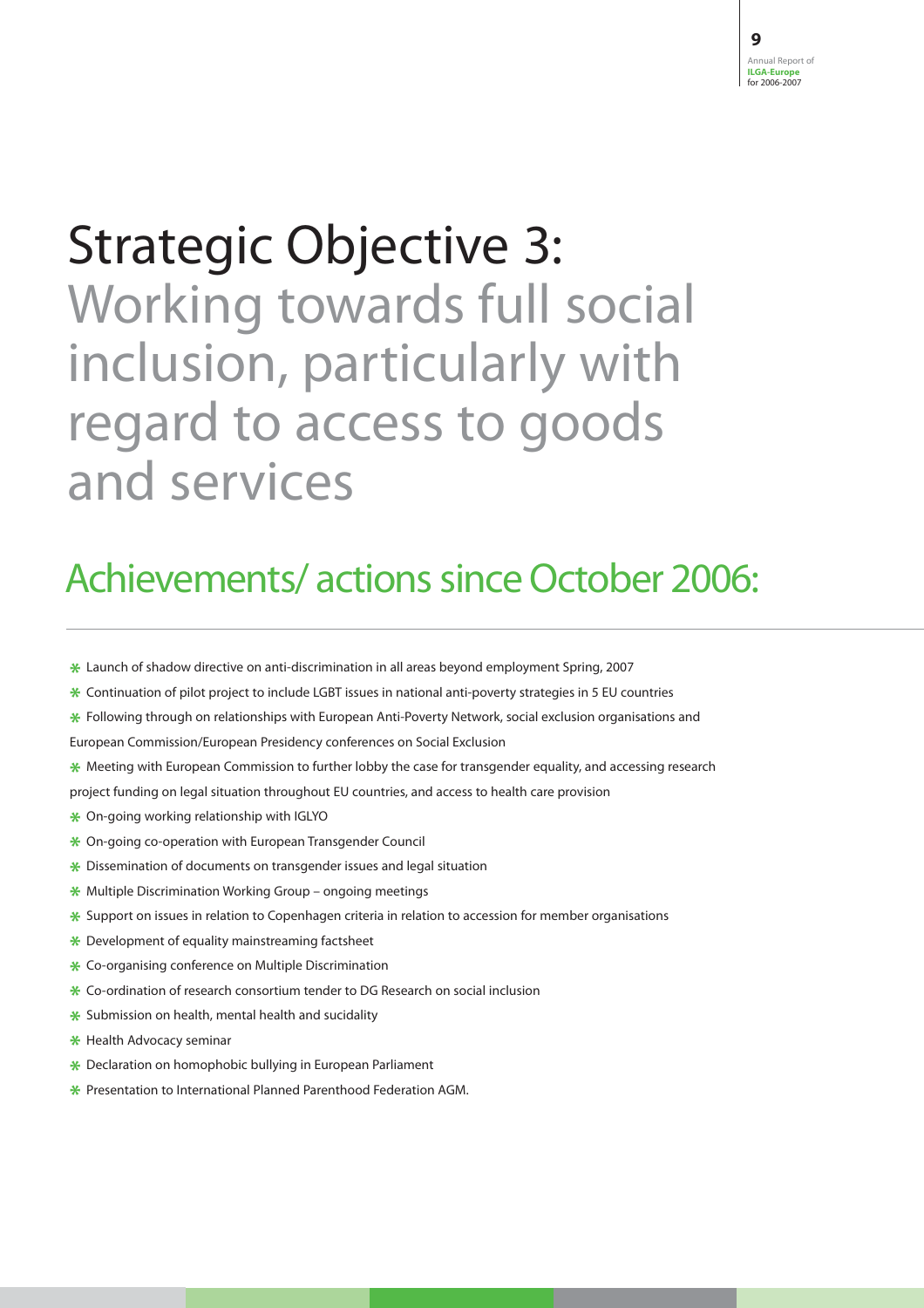# Strategic Objective 3: Working towards full social inclusion, particularly with regard to access to goods and services

## Achievements/ actions since October 2006:

- Launch of shadow directive on anti-discrimination in all areas beyond employment Spring, 2007
- Continuation of pilot project to include LGBT issues in national anti-poverty strategies in 5 EU countries
- Following through on relationships with European Anti-Poverty Network, social exclusion organisations and European Commission/European Presidency conferences on Social Exclusion
- Meeting with European Commission to further lobby the case for transgender equality, and accessing research project funding on legal situation throughout EU countries, and access to health care provision
- On-going working relationship with IGLYO
- On-going co-operation with European Transgender Council
- Dissemination of documents on transgender issues and legal situation
- Multiple Discrimination Working Group – ongoing meetings
- Support on issues in relation to Copenhagen criteria in relation to accession for member organisations
- Development of equality mainstreaming factsheet
- Co-organising conference on Multiple Discrimination
- Co-ordination of research consortium tender to DG Research on social inclusion
- Submission on health, mental health and sucidality
- Health Advocacy seminar
- Declaration on homophobic bullying in European Parliament
- Presentation to International Planned Parenthood Federation AGM.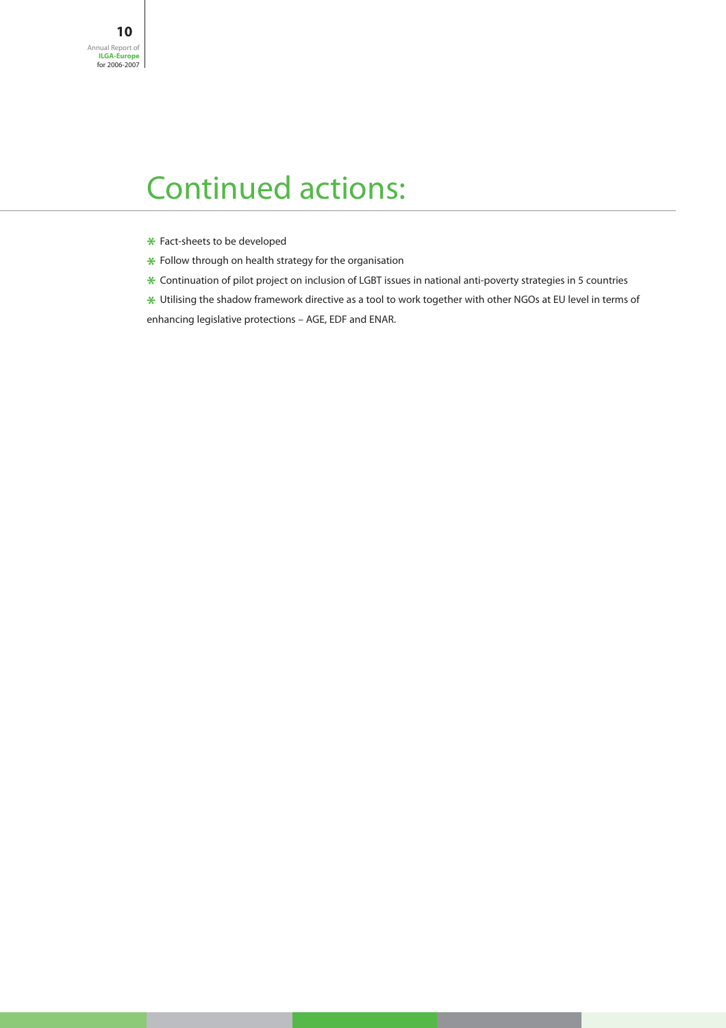# Continued actions:

- Fact-sheets to be developed
- Follow through on health strategy for the organisation
- Continuation of pilot project on inclusion of LGBT issues in national anti-poverty strategies in 5 countries
- Utilising the shadow framework directive as a tool to work together with other NGOs at EU level in terms of enhancing legislative protections – AGE, EDF and ENAR.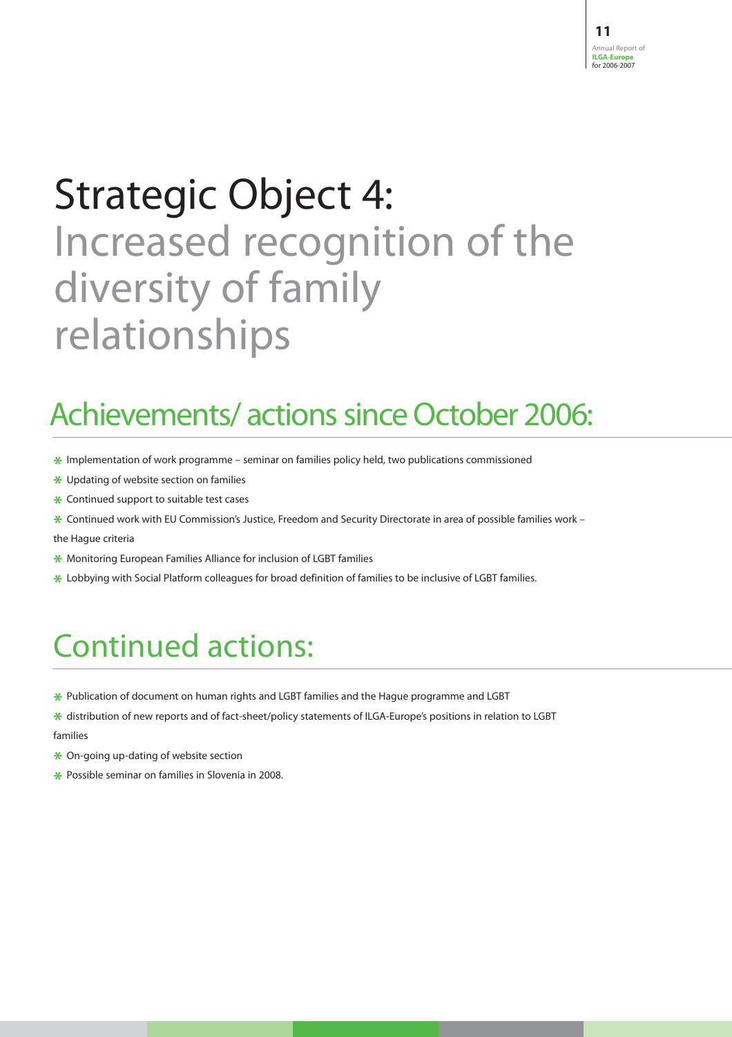# Strategic Object 4: Increased recognition of the diversity of family relationships

## Achievements/ actions since October 2006:

- Implementation of work programme – seminar on families policy held, two publications commissioned
- Updating of website section on families
- Continued support to suitable test cases
- Continued work with EU Commission's Justice, Freedom and Security Directorate in area of possible families work – the Hague criteria
- Monitoring European Families Alliance for inclusion of LGBT families
- Lobbying with Social Platform colleagues for broad definition of families to be inclusive of LGBT families.

## Continued actions:

- Publication of document on human rights and LGBT families and the Hague programme and LGBT
- distribution of new reports and of fact-sheet/policy statements of ILGA-Europe's positions in relation to LGBT families
- On-going up-dating of website section
- Possible seminar on families in Slovenia in 2008.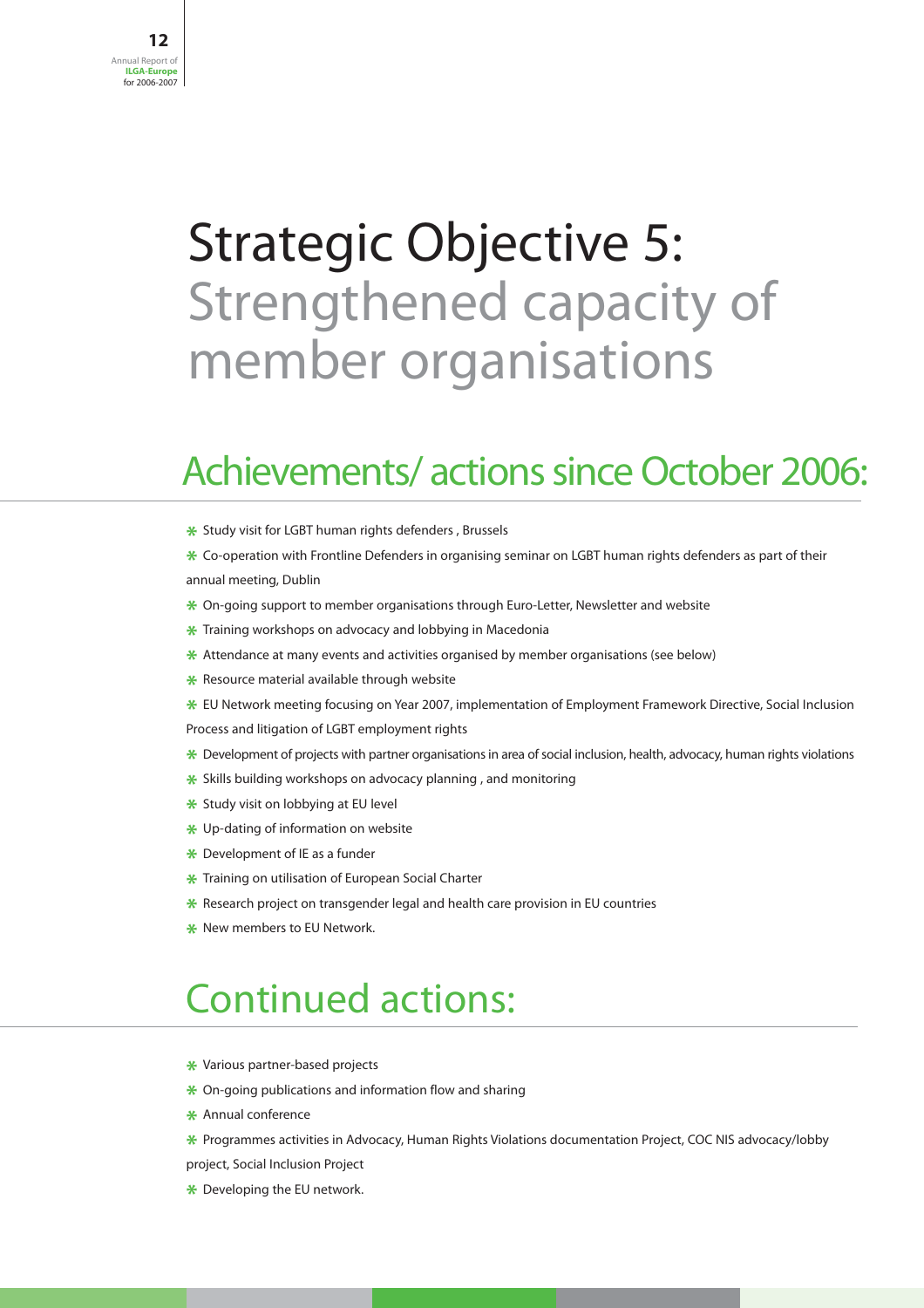# Strategic Objective 5: Strengthened capacity of member organisations

## Achievements/ actions since October 2006:

- Study visit for LGBT human rights defenders , Brussels
- Co-operation with Frontline Defenders in organising seminar on LGBT human rights defenders as part of their annual meeting, Dublin
- On-going support to member organisations through Euro-Letter, Newsletter and website
- Training workshops on advocacy and lobbying in Macedonia
- Attendance at many events and activities organised by member organisations (see below)
- Resource material available through website
- EU Network meeting focusing on Year 2007, implementation of Employment Framework Directive, Social Inclusion Process and litigation of LGBT employment rights
- Development of projects with partner organisations in area of social inclusion, health, advocacy, human rights violations
- Skills building workshops on advocacy planning , and monitoring
- Study visit on lobbying at EU level
- Up-dating of information on website
- Development of IE as a funder
- Training on utilisation of European Social Charter
- Research project on transgender legal and health care provision in EU countries
- New members to EU Network.

## Continued actions:

- Various partner-based projects
- On-going publications and information flow and sharing
- Annual conference
- Programmes activities in Advocacy, Human Rights Violations documentation Project, COC NIS advocacy/lobby project, Social Inclusion Project
- Developing the EU network.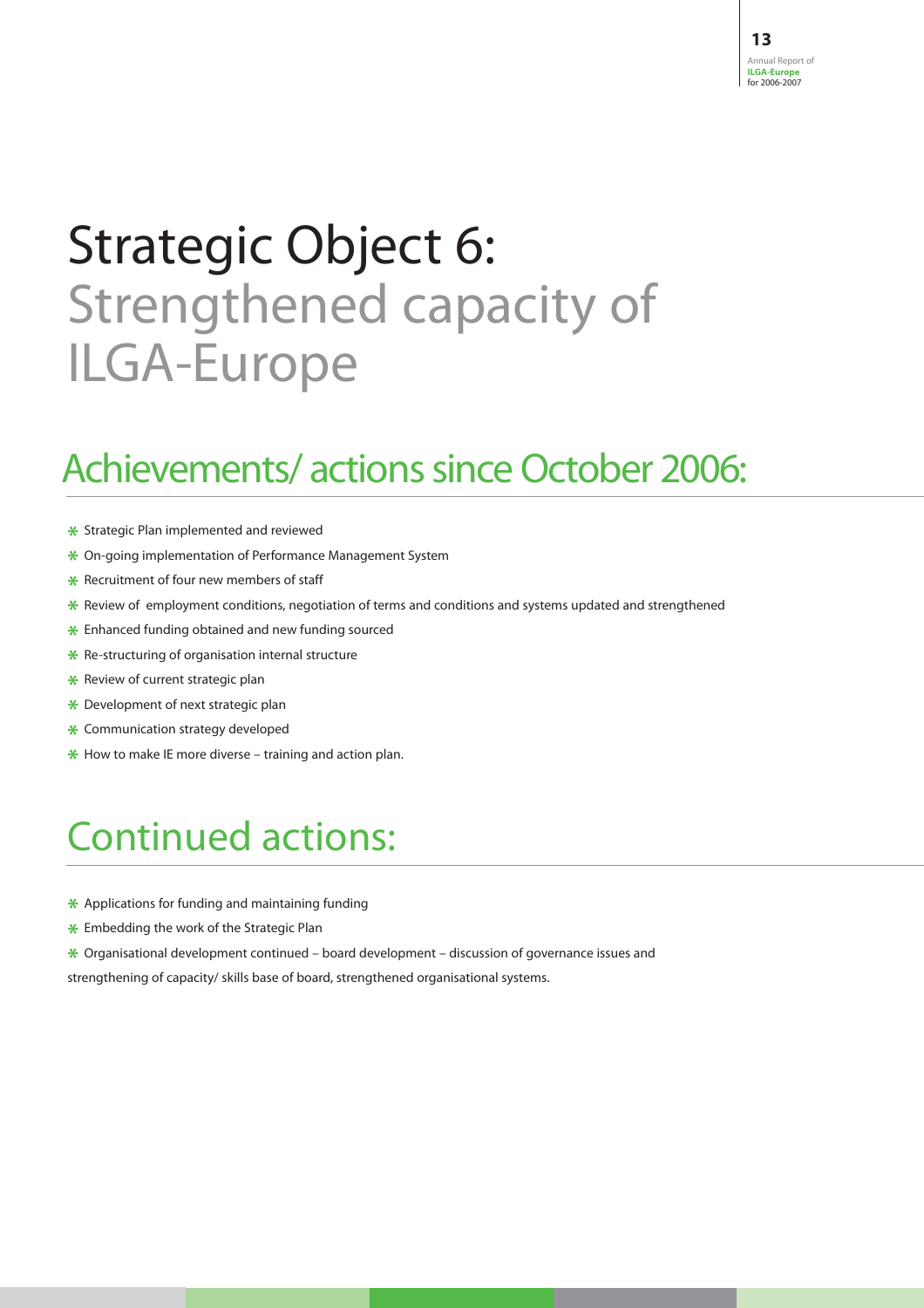# Strategic Object 6: Strengthened capacity of ILGA-Europe

## Achievements/ actions since October 2006:

- Strategic Plan implemented and reviewed
- On-going implementation of Performance Management System
- Recruitment of four new members of staff
- Review of employment conditions, negotiation of terms and conditions and systems updated and strengthened
- Enhanced funding obtained and new funding sourced
- Re-structuring of organisation internal structure
- Review of current strategic plan
- Development of next strategic plan
- Communication strategy developed
- How to make IE more diverse – training and action plan.

## Continued actions:

- Applications for funding and maintaining funding
- Embedding the work of the Strategic Plan
- Organisational development continued – board development – discussion of governance issues and strengthening of capacity/ skills base of board, strengthened organisational systems.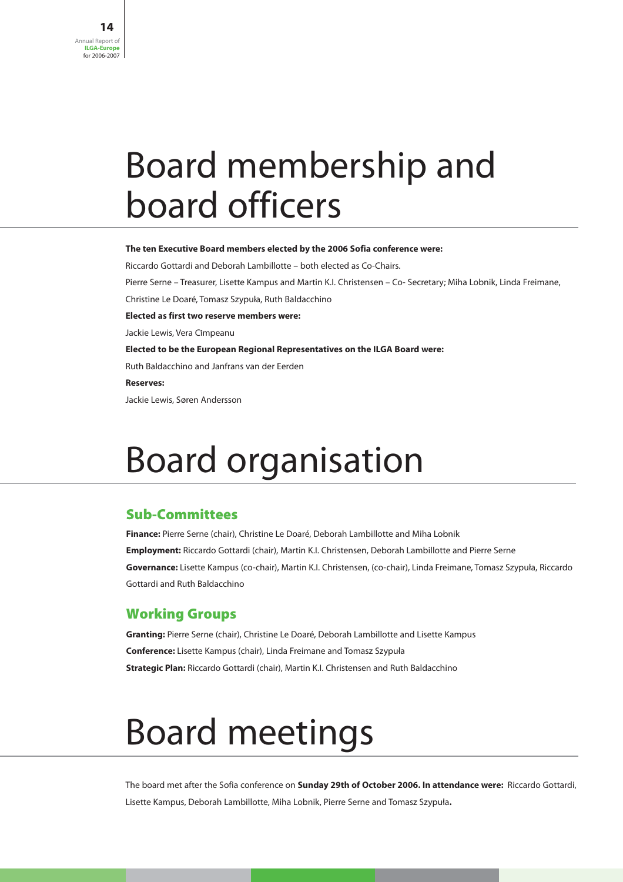# Board membership and board officers

**The ten Executive Board members elected by the 2006 Sofia conference were:**

Riccardo Gottardi and Deborah Lambillotte – both elected as Co-Chairs.

Pierre Serne – Treasurer, Lisette Kampus and Martin K.I. Christensen – Co- Secretary; Miha Lobnik, Linda Freimane, Christine Le Doaré, Tomasz Szypuła, Ruth Baldacchino

**Elected as first two reserve members were:**

Jackie Lewis, Vera Cîmpeanu

**Elected to be the European Regional Representatives on the ILGA Board were:**

Ruth Baldacchino and Janfrans van der Eerden

**Reserves:**

Jackie Lewis, Søren Andersson

# Board organisation

## Sub-Committees

**Finance:** Pierre Serne (chair), Christine Le Doaré, Deborah Lambillotte and Miha Lobnik

**Employment:** Riccardo Gottardi (chair), Martin K.I. Christensen, Deborah Lambillotte and Pierre Serne

**Governance:** Lisette Kampus (co-chair), Martin K.I. Christensen, (co-chair), Linda Freimane, Tomasz Szypuła, Riccardo Gottardi and Ruth Baldacchino

## Working Groups

**Granting:** Pierre Serne (chair), Christine Le Doaré, Deborah Lambillotte and Lisette Kampus

**Conference:** Lisette Kampus (chair), Linda Freimane and Tomasz Szypuła

**Strategic Plan:** Riccardo Gottardi (chair), Martin K.I. Christensen and Ruth Baldacchino

# Board meetings

The board met after the Sofia conference on **Sunday 29th of October 2006. In attendance were:** Riccardo Gottardi, Lisette Kampus, Deborah Lambillotte, Miha Lobnik, Pierre Serne and Tomasz Szypuła**.**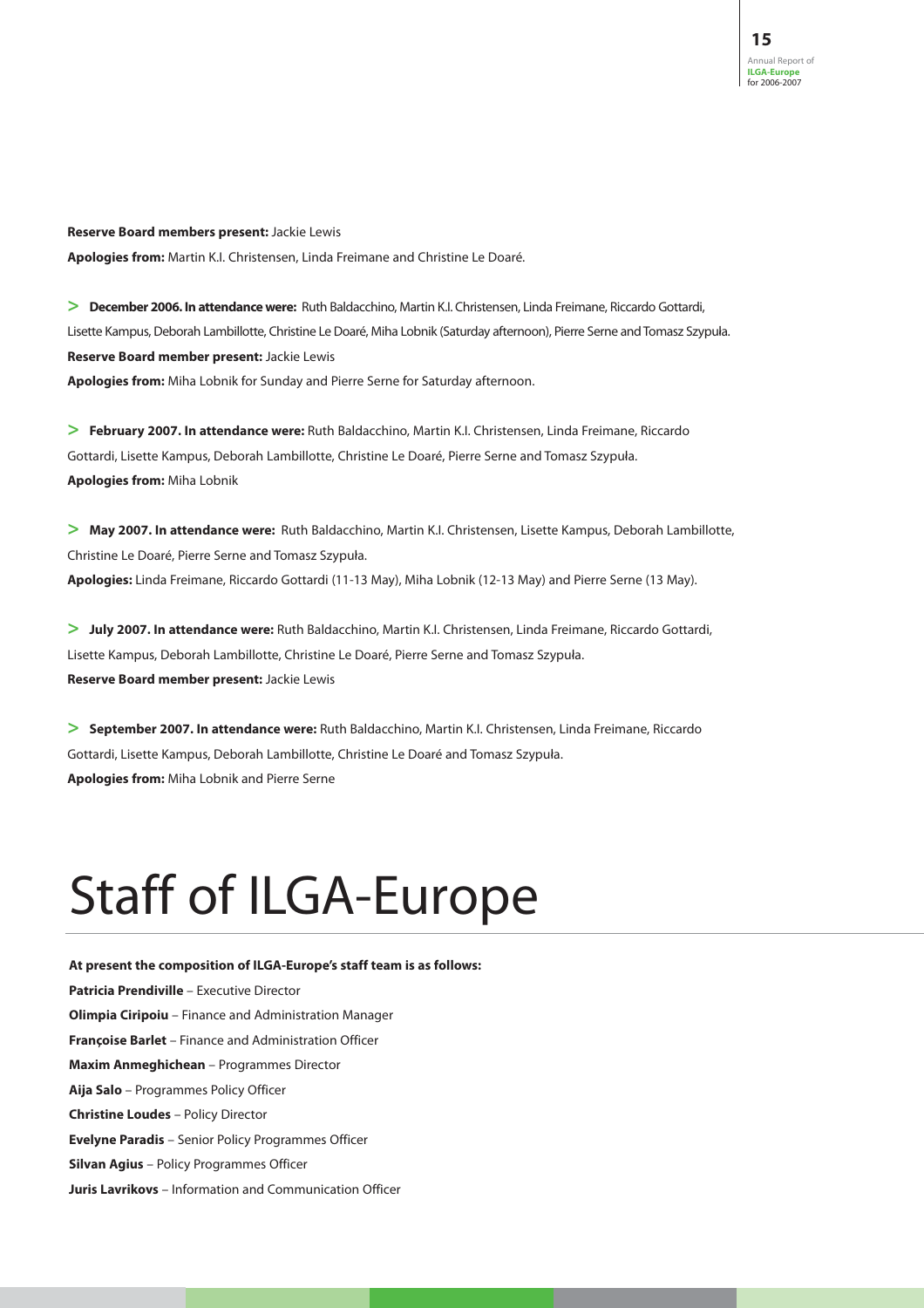**Reserve Board members present:** Jackie Lewis

**Apologies from:** Martin K.I. Christensen, Linda Freimane and Christine Le Doaré.

> **December 2006. In attendance were:** Ruth Baldacchino, Martin K.I. Christensen, Linda Freimane, Riccardo Gottardi, Lisette Kampus, Deborah Lambillotte, Christine Le Doaré, Miha Lobnik (Saturday afternoon), Pierre Serne and Tomasz Szypuła.
> **Reserve Board member present:** Jackie Lewis
> **Apologies from:** Miha Lobnik for Sunday and Pierre Serne for Saturday afternoon.

> **February 2007. In attendance were:** Ruth Baldacchino, Martin K.I. Christensen, Linda Freimane, Riccardo Gottardi, Lisette Kampus, Deborah Lambillotte, Christine Le Doaré, Pierre Serne and Tomasz Szypuła.
> **Apologies from:** Miha Lobnik

> **May 2007. In attendance were:** Ruth Baldacchino, Martin K.I. Christensen, Lisette Kampus, Deborah Lambillotte, Christine Le Doaré, Pierre Serne and Tomasz Szypuła.
> **Apologies:** Linda Freimane, Riccardo Gottardi (11-13 May), Miha Lobnik (12-13 May) and Pierre Serne (13 May).

> **July 2007. In attendance were:** Ruth Baldacchino, Martin K.I. Christensen, Linda Freimane, Riccardo Gottardi, Lisette Kampus, Deborah Lambillotte, Christine Le Doaré, Pierre Serne and Tomasz Szypuła.
> **Reserve Board member present:** Jackie Lewis

> **September 2007. In attendance were:** Ruth Baldacchino, Martin K.I. Christensen, Linda Freimane, Riccardo Gottardi, Lisette Kampus, Deborah Lambillotte, Christine Le Doaré and Tomasz Szypuła.
> **Apologies from:** Miha Lobnik and Pierre Serne

# Staff of ILGA-Europe

**At present the composition of ILGA-Europe's staff team is as follows:**

**Patricia Prendiville** – Executive Director
**Olimpia Ciripoiu** – Finance and Administration Manager
**Françoise Barlet** – Finance and Administration Officer
**Maxim Anmeghichean** – Programmes Director
**Aija Salo** – Programmes Policy Officer
**Christine Loudes** – Policy Director
**Evelyne Paradis** – Senior Policy Programmes Officer
**Silvan Agius** – Policy Programmes Officer
**Juris Lavrikovs** – Information and Communication Officer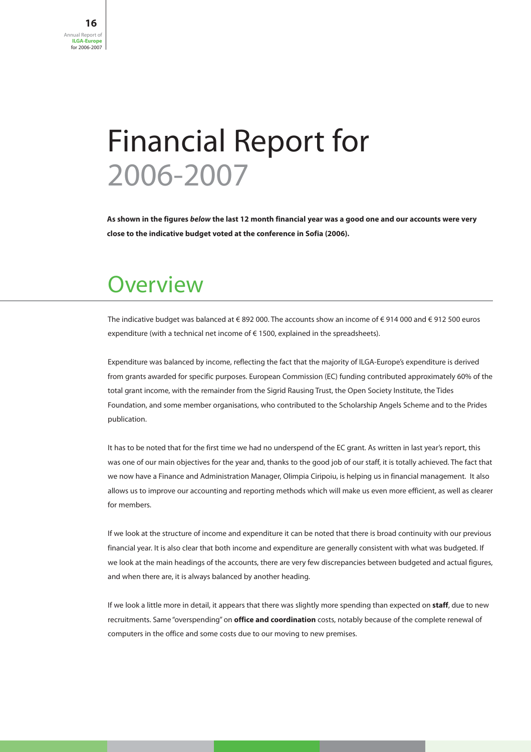# Financial Report for 2006-2007

**As shown in the figures *below* the last 12 month financial year was a good one and our accounts were very close to the indicative budget voted at the conference in Sofia (2006).**

## Overview

The indicative budget was balanced at € 892 000. The accounts show an income of € 914 000 and € 912 500 euros expenditure (with a technical net income of € 1500, explained in the spreadsheets).

Expenditure was balanced by income, reflecting the fact that the majority of ILGA-Europe's expenditure is derived from grants awarded for specific purposes. European Commission (EC) funding contributed approximately 60% of the total grant income, with the remainder from the Sigrid Rausing Trust, the Open Society Institute, the Tides Foundation, and some member organisations, who contributed to the Scholarship Angels Scheme and to the Prides publication.

It has to be noted that for the first time we had no underspend of the EC grant. As written in last year's report, this was one of our main objectives for the year and, thanks to the good job of our staff, it is totally achieved. The fact that we now have a Finance and Administration Manager, Olimpia Ciripoiu, is helping us in financial management. It also allows us to improve our accounting and reporting methods which will make us even more efficient, as well as clearer for members.

If we look at the structure of income and expenditure it can be noted that there is broad continuity with our previous financial year. It is also clear that both income and expenditure are generally consistent with what was budgeted. If we look at the main headings of the accounts, there are very few discrepancies between budgeted and actual figures, and when there are, it is always balanced by another heading.

If we look a little more in detail, it appears that there was slightly more spending than expected on **staff**, due to new recruitments. Same "overspending" on **office and coordination** costs, notably because of the complete renewal of computers in the office and some costs due to our moving to new premises.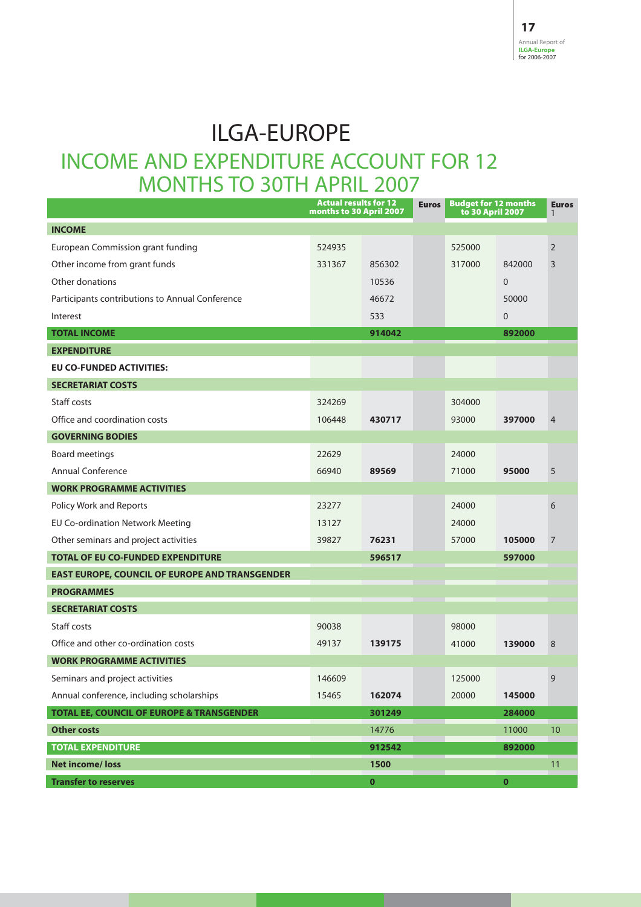# ILGA-EUROPE

## INCOME AND EXPENDITURE ACCOUNT FOR 12 MONTHS TO 30TH APRIL 2007

| | Actual results for 12 months to 30 April 2007 | | Euros | Budget for 12 months to 30 April 2007 | | Euros 1 |
|---|---|---|---|---|---|---|
| **INCOME** | | | | | | |
| European Commission grant funding | 524935 | | | 525000 | | 2 |
| Other income from grant funds | 331367 | 856302 | | 317000 | 842000 | 3 |
| Other donations | | 10536 | | | 0 | |
| Participants contributions to Annual Conference | | 46672 | | | 50000 | |
| Interest | | 533 | | | 0 | |
| **TOTAL INCOME** | | **914042** | | | **892000** | |
| **EXPENDITURE** | | | | | | |
| **EU CO-FUNDED ACTIVITIES:** | | | | | | |
| **SECRETARIAT COSTS** | | | | | | |
| Staff costs | 324269 | | | 304000 | | |
| Office and coordination costs | 106448 | **430717** | | 93000 | **397000** | 4 |
| **GOVERNING BODIES** | | | | | | |
| Board meetings | 22629 | | | 24000 | | |
| Annual Conference | 66940 | **89569** | | 71000 | **95000** | 5 |
| **WORK PROGRAMME ACTIVITIES** | | | | | | |
| Policy Work and Reports | 23277 | | | 24000 | | 6 |
| EU Co-ordination Network Meeting | 13127 | | | 24000 | | |
| Other seminars and project activities | 39827 | **76231** | | 57000 | **105000** | 7 |
| **TOTAL OF EU CO-FUNDED EXPENDITURE** | | **596517** | | | **597000** | |
| **EAST EUROPE, COUNCIL OF EUROPE AND TRANSGENDER** | | | | | | |
| **PROGRAMMES** | | | | | | |
| **SECRETARIAT COSTS** | | | | | | |
| Staff costs | 90038 | | | 98000 | | |
| Office and other co-ordination costs | 49137 | **139175** | | 41000 | **139000** | 8 |
| **WORK PROGRAMME ACTIVITIES** | | | | | | |
| Seminars and project activities | 146609 | | | 125000 | | 9 |
| Annual conference, including scholarships | 15465 | **162074** | | 20000 | **145000** | |
| **TOTAL EE, COUNCIL OF EUROPE & TRANSGENDER** | | **301249** | | | **284000** | |
| **Other costs** | | 14776 | | | 11000 | 10 |
| **TOTAL EXPENDITURE** | | **912542** | | | **892000** | |
| **Net income/ loss** | | **1500** | | | | 11 |
| **Transfer to reserves** | | **0** | | | **0** | |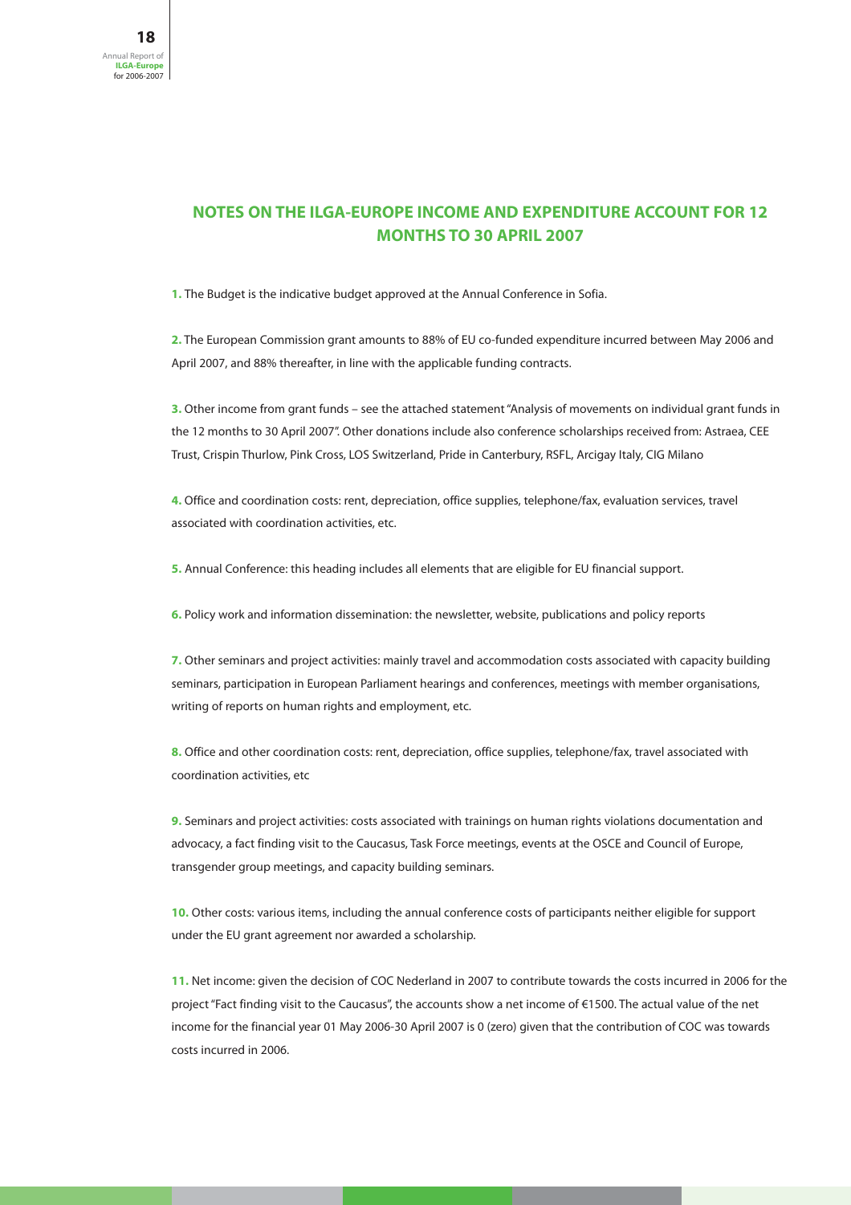## NOTES ON THE ILGA-EUROPE INCOME AND EXPENDITURE ACCOUNT FOR 12 MONTHS TO 30 APRIL 2007

**1.** The Budget is the indicative budget approved at the Annual Conference in Sofia.

**2.** The European Commission grant amounts to 88% of EU co-funded expenditure incurred between May 2006 and April 2007, and 88% thereafter, in line with the applicable funding contracts.

**3.** Other income from grant funds – see the attached statement "Analysis of movements on individual grant funds in the 12 months to 30 April 2007". Other donations include also conference scholarships received from: Astraea, CEE Trust, Crispin Thurlow, Pink Cross, LOS Switzerland, Pride in Canterbury, RSFL, Arcigay Italy, CIG Milano

**4.** Office and coordination costs: rent, depreciation, office supplies, telephone/fax, evaluation services, travel associated with coordination activities, etc.

**5.** Annual Conference: this heading includes all elements that are eligible for EU financial support.

**6.** Policy work and information dissemination: the newsletter, website, publications and policy reports

**7.** Other seminars and project activities: mainly travel and accommodation costs associated with capacity building seminars, participation in European Parliament hearings and conferences, meetings with member organisations, writing of reports on human rights and employment, etc.

**8.** Office and other coordination costs: rent, depreciation, office supplies, telephone/fax, travel associated with coordination activities, etc

**9.** Seminars and project activities: costs associated with trainings on human rights violations documentation and advocacy, a fact finding visit to the Caucasus, Task Force meetings, events at the OSCE and Council of Europe, transgender group meetings, and capacity building seminars.

**10.** Other costs: various items, including the annual conference costs of participants neither eligible for support under the EU grant agreement nor awarded a scholarship.

**11.** Net income: given the decision of COC Nederland in 2007 to contribute towards the costs incurred in 2006 for the project "Fact finding visit to the Caucasus", the accounts show a net income of €1500. The actual value of the net income for the financial year 01 May 2006-30 April 2007 is 0 (zero) given that the contribution of COC was towards costs incurred in 2006.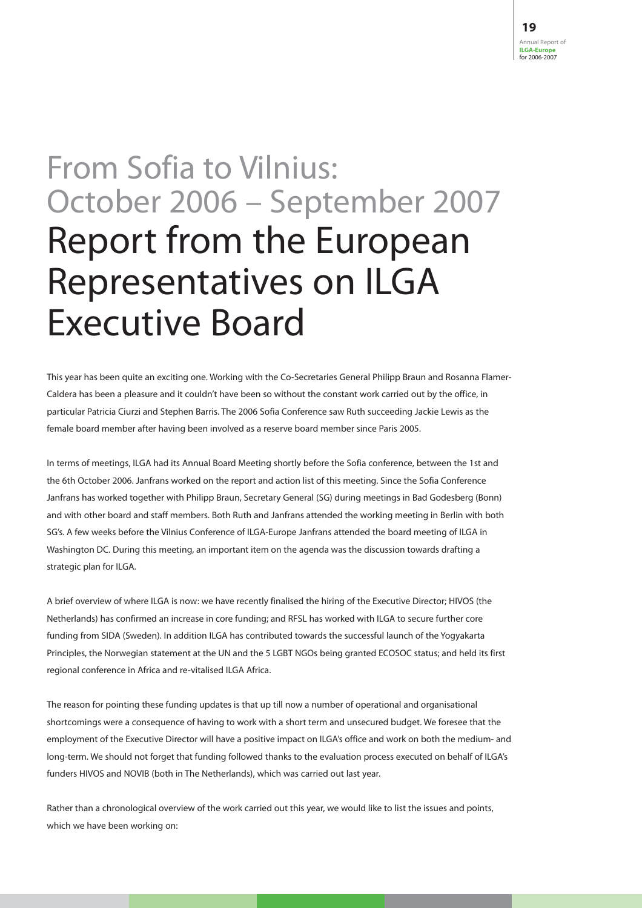# From Sofia to Vilnius: October 2006 – September 2007

# Report from the European Representatives on ILGA Executive Board

This year has been quite an exciting one. Working with the Co-Secretaries General Philipp Braun and Rosanna Flamer-Caldera has been a pleasure and it couldn't have been so without the constant work carried out by the office, in particular Patricia Ciurzi and Stephen Barris. The 2006 Sofia Conference saw Ruth succeeding Jackie Lewis as the female board member after having been involved as a reserve board member since Paris 2005.

In terms of meetings, ILGA had its Annual Board Meeting shortly before the Sofia conference, between the 1st and the 6th October 2006. Janfrans worked on the report and action list of this meeting. Since the Sofia Conference Janfrans has worked together with Philipp Braun, Secretary General (SG) during meetings in Bad Godesberg (Bonn) and with other board and staff members. Both Ruth and Janfrans attended the working meeting in Berlin with both SG's. A few weeks before the Vilnius Conference of ILGA-Europe Janfrans attended the board meeting of ILGA in Washington DC. During this meeting, an important item on the agenda was the discussion towards drafting a strategic plan for ILGA.

A brief overview of where ILGA is now: we have recently finalised the hiring of the Executive Director; HIVOS (the Netherlands) has confirmed an increase in core funding; and RFSL has worked with ILGA to secure further core funding from SIDA (Sweden). In addition ILGA has contributed towards the successful launch of the Yogyakarta Principles, the Norwegian statement at the UN and the 5 LGBT NGOs being granted ECOSOC status; and held its first regional conference in Africa and re-vitalised ILGA Africa.

The reason for pointing these funding updates is that up till now a number of operational and organisational shortcomings were a consequence of having to work with a short term and unsecured budget. We foresee that the employment of the Executive Director will have a positive impact on ILGA's office and work on both the medium- and long-term. We should not forget that funding followed thanks to the evaluation process executed on behalf of ILGA's funders HIVOS and NOVIB (both in The Netherlands), which was carried out last year.

Rather than a chronological overview of the work carried out this year, we would like to list the issues and points, which we have been working on: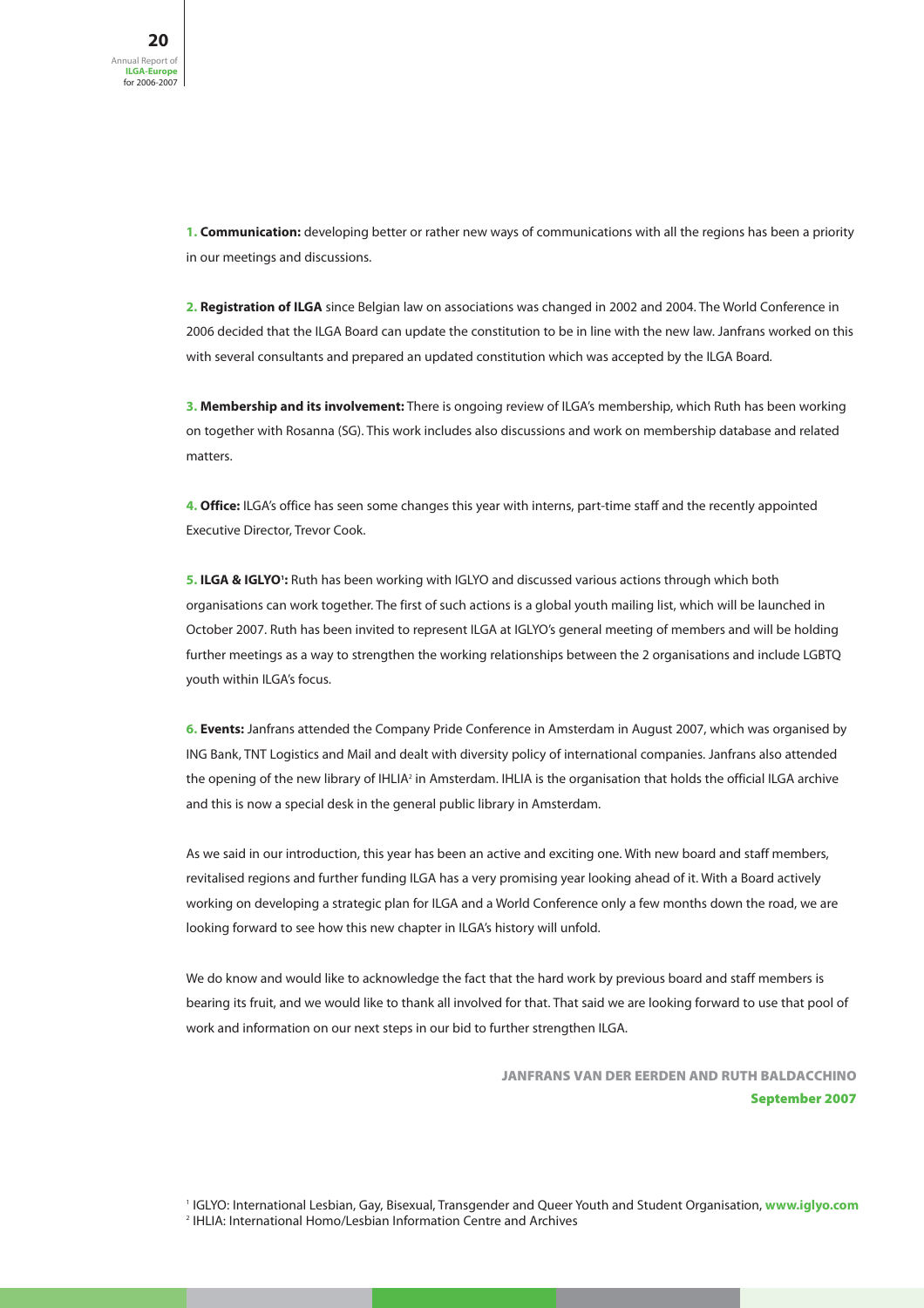**1. Communication:** developing better or rather new ways of communications with all the regions has been a priority in our meetings and discussions.

**2. Registration of ILGA** since Belgian law on associations was changed in 2002 and 2004. The World Conference in 2006 decided that the ILGA Board can update the constitution to be in line with the new law. Janfrans worked on this with several consultants and prepared an updated constitution which was accepted by the ILGA Board.

**3. Membership and its involvement:** There is ongoing review of ILGA's membership, which Ruth has been working on together with Rosanna (SG). This work includes also discussions and work on membership database and related matters.

**4. Office:** ILGA's office has seen some changes this year with interns, part-time staff and the recently appointed Executive Director, Trevor Cook.

**5. ILGA & IGLYO[1]:** Ruth has been working with IGLYO and discussed various actions through which both organisations can work together. The first of such actions is a global youth mailing list, which will be launched in October 2007. Ruth has been invited to represent ILGA at IGLYO's general meeting of members and will be holding further meetings as a way to strengthen the working relationships between the 2 organisations and include LGBTQ youth within ILGA's focus.

**6. Events:** Janfrans attended the Company Pride Conference in Amsterdam in August 2007, which was organised by ING Bank, TNT Logistics and Mail and dealt with diversity policy of international companies. Janfrans also attended the opening of the new library of IHLIA[2] in Amsterdam. IHLIA is the organisation that holds the official ILGA archive and this is now a special desk in the general public library in Amsterdam.

As we said in our introduction, this year has been an active and exciting one. With new board and staff members, revitalised regions and further funding ILGA has a very promising year looking ahead of it. With a Board actively working on developing a strategic plan for ILGA and a World Conference only a few months down the road, we are looking forward to see how this new chapter in ILGA's history will unfold.

We do know and would like to acknowledge the fact that the hard work by previous board and staff members is bearing its fruit, and we would like to thank all involved for that. That said we are looking forward to use that pool of work and information on our next steps in our bid to further strengthen ILGA.

**JANFRANS VAN DER EERDEN AND RUTH BALDACCHINO**
**September 2007**

[1] IGLYO: International Lesbian, Gay, Bisexual, Transgender and Queer Youth and Student Organisation, **www.iglyo.com**
[2] IHLIA: International Homo/Lesbian Information Centre and Archives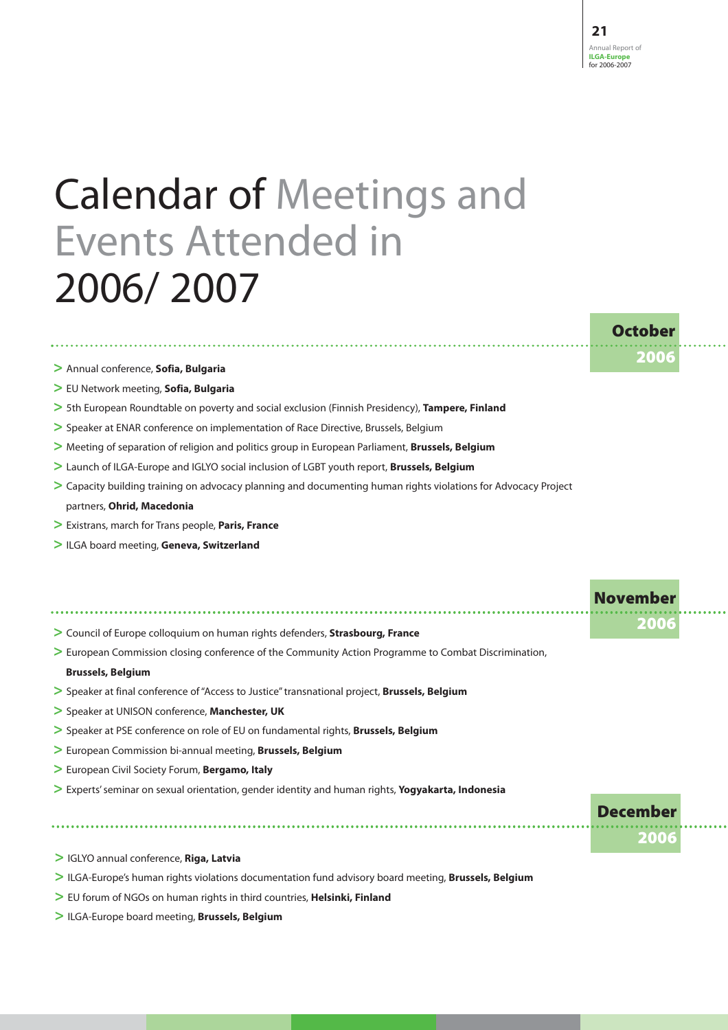# Calendar of Meetings and Events Attended in 2006/ 2007

## October 2006

- Annual conference, **Sofia, Bulgaria**
- EU Network meeting, **Sofia, Bulgaria**
- 5th European Roundtable on poverty and social exclusion (Finnish Presidency), **Tampere, Finland**
- Speaker at ENAR conference on implementation of Race Directive, Brussels, Belgium
- Meeting of separation of religion and politics group in European Parliament, **Brussels, Belgium**
- Launch of ILGA-Europe and IGLYO social inclusion of LGBT youth report, **Brussels, Belgium**
- Capacity building training on advocacy planning and documenting human rights violations for Advocacy Project partners, **Ohrid, Macedonia**
- Existrans, march for Trans people, **Paris, France**
- ILGA board meeting, **Geneva, Switzerland**

## November 2006

- Council of Europe colloquium on human rights defenders, **Strasbourg, France**
- European Commission closing conference of the Community Action Programme to Combat Discrimination, **Brussels, Belgium**
- Speaker at final conference of "Access to Justice" transnational project, **Brussels, Belgium**
- Speaker at UNISON conference, **Manchester, UK**
- Speaker at PSE conference on role of EU on fundamental rights, **Brussels, Belgium**
- European Commission bi-annual meeting, **Brussels, Belgium**
- European Civil Society Forum, **Bergamo, Italy**
- Experts' seminar on sexual orientation, gender identity and human rights, **Yogyakarta, Indonesia**

## December 2006

- IGLYO annual conference, **Riga, Latvia**
- ILGA-Europe's human rights violations documentation fund advisory board meeting, **Brussels, Belgium**
- EU forum of NGOs on human rights in third countries, **Helsinki, Finland**
- ILGA-Europe board meeting, **Brussels, Belgium**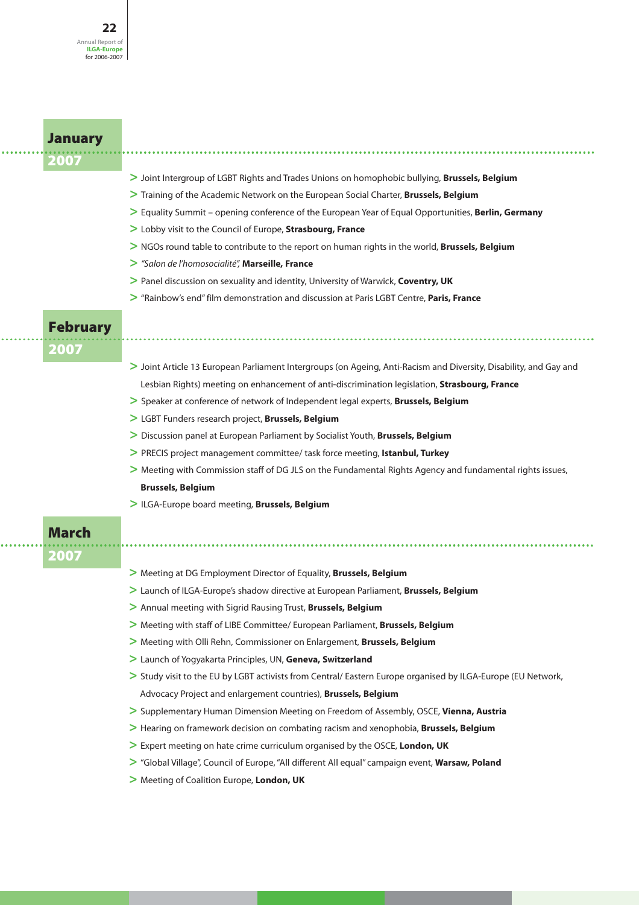## January 2007

- Joint Intergroup of LGBT Rights and Trades Unions on homophobic bullying, **Brussels, Belgium**
- Training of the Academic Network on the European Social Charter, **Brussels, Belgium**
- Equality Summit – opening conference of the European Year of Equal Opportunities, **Berlin, Germany**
- Lobby visit to the Council of Europe, **Strasbourg, France**
- NGOs round table to contribute to the report on human rights in the world, **Brussels, Belgium**
- *"Salon de l'homosocialité",* **Marseille, France**
- Panel discussion on sexuality and identity, University of Warwick, **Coventry, UK**
- "Rainbow's end" film demonstration and discussion at Paris LGBT Centre, **Paris, France**

## February 2007

- Joint Article 13 European Parliament Intergroups (on Ageing, Anti-Racism and Diversity, Disability, and Gay and Lesbian Rights) meeting on enhancement of anti-discrimination legislation, **Strasbourg, France**
- Speaker at conference of network of Independent legal experts, **Brussels, Belgium**
- LGBT Funders research project, **Brussels, Belgium**
- Discussion panel at European Parliament by Socialist Youth, **Brussels, Belgium**
- PRECIS project management committee/ task force meeting, **Istanbul, Turkey**
- Meeting with Commission staff of DG JLS on the Fundamental Rights Agency and fundamental rights issues, **Brussels, Belgium**
- ILGA-Europe board meeting, **Brussels, Belgium**

## March 2007

- Meeting at DG Employment Director of Equality, **Brussels, Belgium**
- Launch of ILGA-Europe's shadow directive at European Parliament, **Brussels, Belgium**
- Annual meeting with Sigrid Rausing Trust, **Brussels, Belgium**
- Meeting with staff of LIBE Committee/ European Parliament, **Brussels, Belgium**
- Meeting with Olli Rehn, Commissioner on Enlargement, **Brussels, Belgium**
- Launch of Yogyakarta Principles, UN, **Geneva, Switzerland**
- Study visit to the EU by LGBT activists from Central/ Eastern Europe organised by ILGA-Europe (EU Network, Advocacy Project and enlargement countries), **Brussels, Belgium**
- Supplementary Human Dimension Meeting on Freedom of Assembly, OSCE, **Vienna, Austria**
- Hearing on framework decision on combating racism and xenophobia, **Brussels, Belgium**
- Expert meeting on hate crime curriculum organised by the OSCE, **London, UK**
- "Global Village", Council of Europe, "All different All equal" campaign event, **Warsaw, Poland**
- Meeting of Coalition Europe, **London, UK**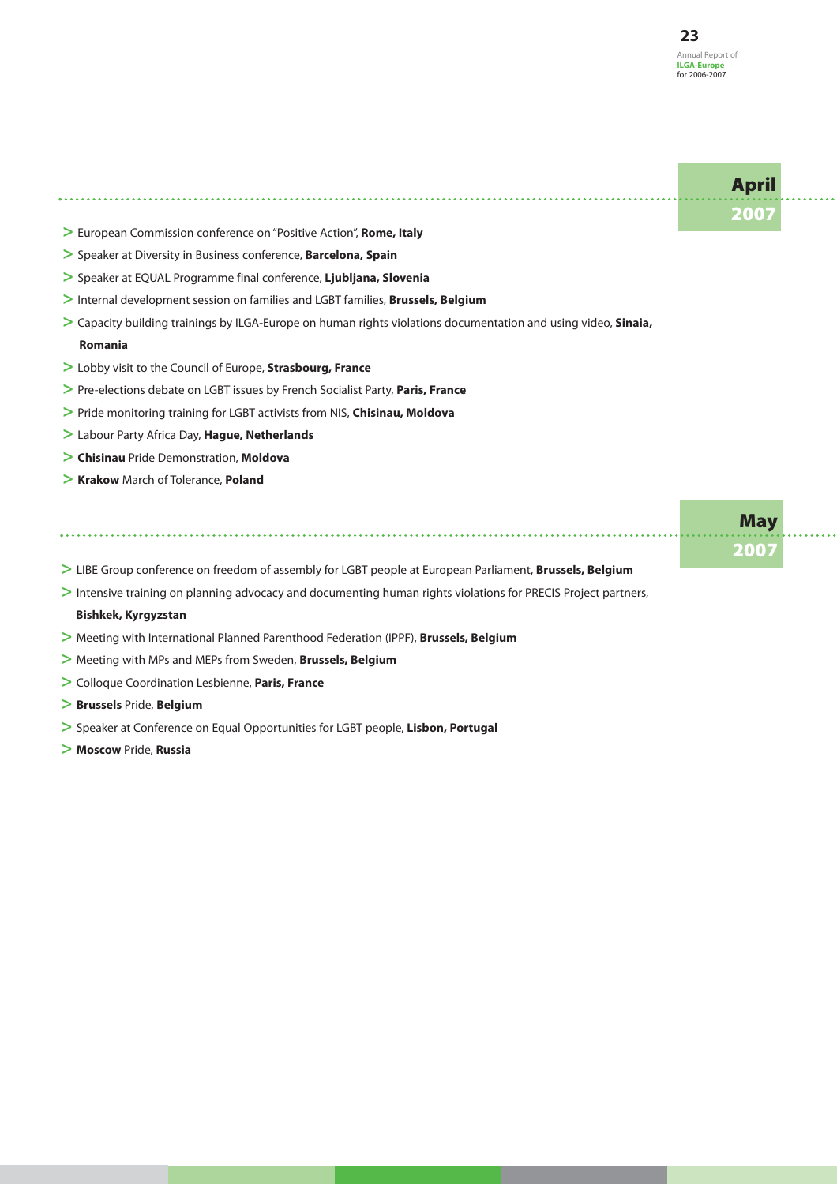## April 2007

- European Commission conference on "Positive Action", **Rome, Italy**
- Speaker at Diversity in Business conference, **Barcelona, Spain**
- Speaker at EQUAL Programme final conference, **Ljubljana, Slovenia**
- Internal development session on families and LGBT families, **Brussels, Belgium**
- Capacity building trainings by ILGA-Europe on human rights violations documentation and using video, **Sinaia, Romania**
- Lobby visit to the Council of Europe, **Strasbourg, France**
- Pre-elections debate on LGBT issues by French Socialist Party, **Paris, France**
- Pride monitoring training for LGBT activists from NIS, **Chisinau, Moldova**
- Labour Party Africa Day, **Hague, Netherlands**
- **Chisinau** Pride Demonstration, **Moldova**
- **Krakow** March of Tolerance, **Poland**

## May 2007

- LIBE Group conference on freedom of assembly for LGBT people at European Parliament, **Brussels, Belgium**
- Intensive training on planning advocacy and documenting human rights violations for PRECIS Project partners, **Bishkek, Kyrgyzstan**
- Meeting with International Planned Parenthood Federation (IPPF), **Brussels, Belgium**
- Meeting with MPs and MEPs from Sweden, **Brussels, Belgium**
- Colloque Coordination Lesbienne, **Paris, France**
- **Brussels** Pride, **Belgium**
- Speaker at Conference on Equal Opportunities for LGBT people, **Lisbon, Portugal**
- **Moscow** Pride, **Russia**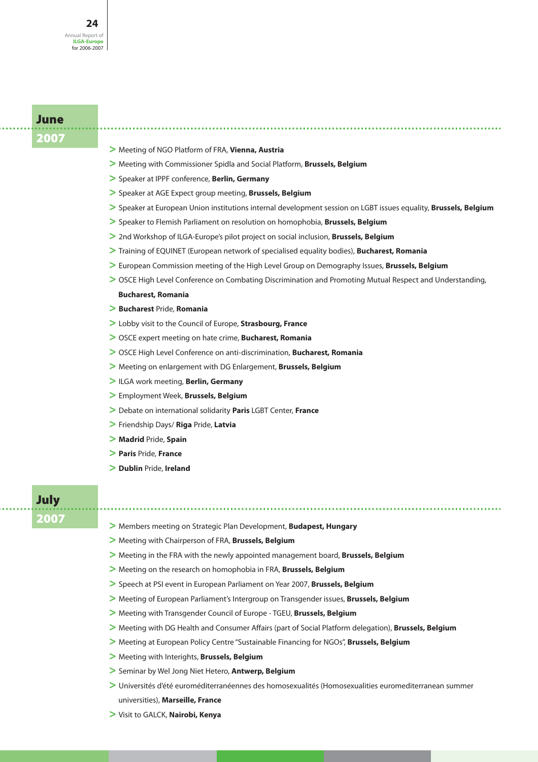## June 2007

- > Meeting of NGO Platform of FRA, **Vienna, Austria**
- > Meeting with Commissioner Spidla and Social Platform, **Brussels, Belgium**
- > Speaker at IPPF conference, **Berlin, Germany**
- > Speaker at AGE Expect group meeting, **Brussels, Belgium**
- > Speaker at European Union institutions internal development session on LGBT issues equality, **Brussels, Belgium**
- > Speaker to Flemish Parliament on resolution on homophobia, **Brussels, Belgium**
- > 2nd Workshop of ILGA-Europe's pilot project on social inclusion, **Brussels, Belgium**
- > Training of EQUINET (European network of specialised equality bodies), **Bucharest, Romania**
- > European Commission meeting of the High Level Group on Demography Issues, **Brussels, Belgium**
- > OSCE High Level Conference on Combating Discrimination and Promoting Mutual Respect and Understanding, **Bucharest, Romania**
- > **Bucharest** Pride, **Romania**
- > Lobby visit to the Council of Europe, **Strasbourg, France**
- > OSCE expert meeting on hate crime, **Bucharest, Romania**
- > OSCE High Level Conference on anti-discrimination, **Bucharest, Romania**
- > Meeting on enlargement with DG Enlargement, **Brussels, Belgium**
- > ILGA work meeting, **Berlin, Germany**
- > Employment Week, **Brussels, Belgium**
- > Debate on international solidarity **Paris** LGBT Center, **France**
- > Friendship Days/ **Riga** Pride, **Latvia**
- > **Madrid** Pride, **Spain**
- > **Paris** Pride, **France**
- > **Dublin** Pride, **Ireland**

## July 2007

- > Members meeting on Strategic Plan Development, **Budapest, Hungary**
- > Meeting with Chairperson of FRA, **Brussels, Belgium**
- > Meeting in the FRA with the newly appointed management board, **Brussels, Belgium**
- > Meeting on the research on homophobia in FRA, **Brussels, Belgium**
- > Speech at PSI event in European Parliament on Year 2007, **Brussels, Belgium**
- > Meeting of European Parliament's Intergroup on Transgender issues, **Brussels, Belgium**
- > Meeting with Transgender Council of Europe - TGEU, **Brussels, Belgium**
- > Meeting with DG Health and Consumer Affairs (part of Social Platform delegation), **Brussels, Belgium**
- > Meeting at European Policy Centre "Sustainable Financing for NGOs", **Brussels, Belgium**
- > Meeting with Interights, **Brussels, Belgium**
- > Seminar by Wel Jong Niet Hetero, **Antwerp, Belgium**
- > Universités d'été euroméditerranéennes des homosexualités (Homosexualities euromediterranean summer universities), **Marseille, France**
- > Visit to GALCK, **Nairobi, Kenya**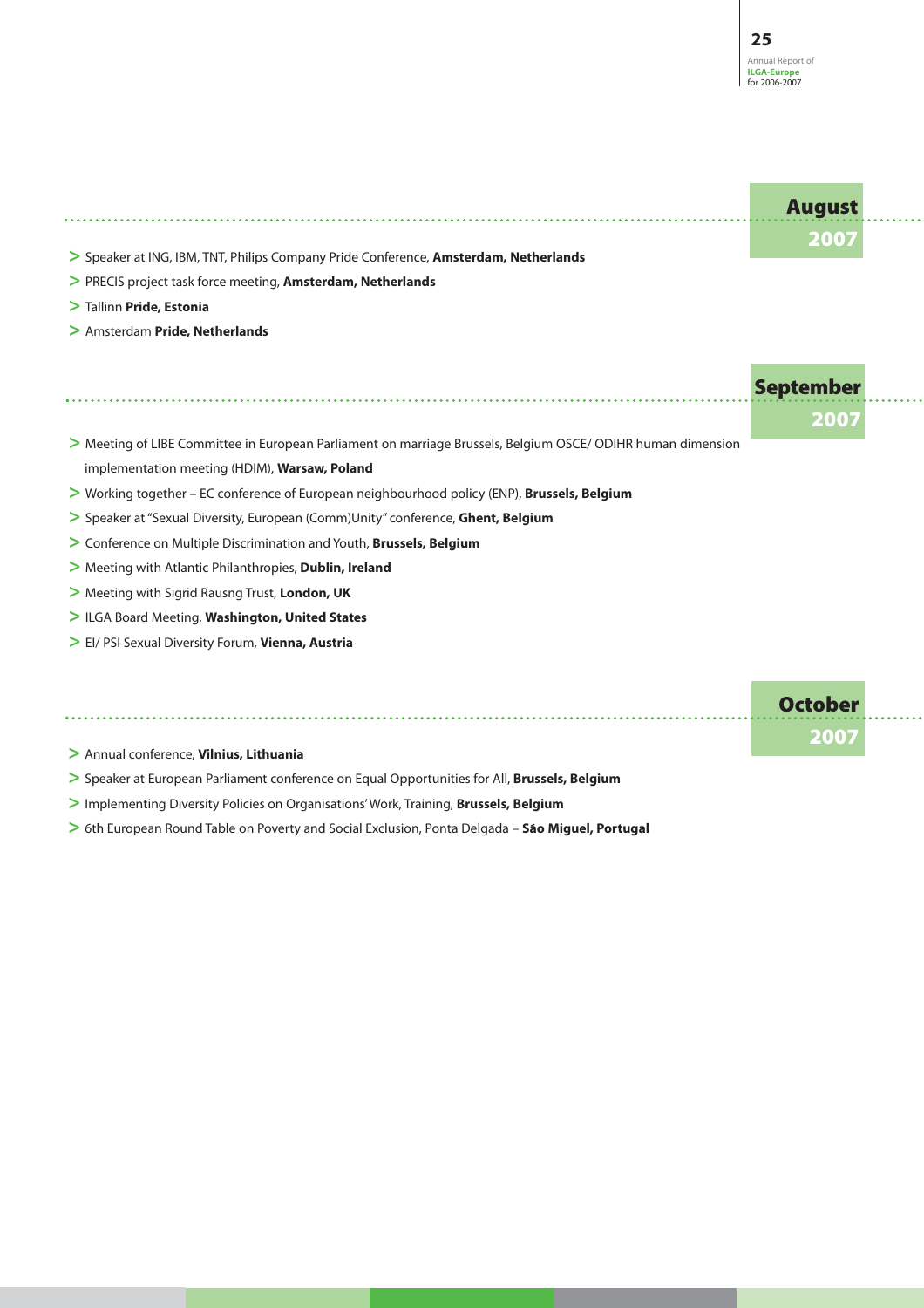## August 2007

- Speaker at ING, IBM, TNT, Philips Company Pride Conference, **Amsterdam, Netherlands**
- PRECIS project task force meeting, **Amsterdam, Netherlands**
- Tallinn **Pride, Estonia**
- Amsterdam **Pride, Netherlands**

## September 2007

- Meeting of LIBE Committee in European Parliament on marriage Brussels, Belgium OSCE/ ODIHR human dimension implementation meeting (HDIM), **Warsaw, Poland**
- Working together – EC conference of European neighbourhood policy (ENP), **Brussels, Belgium**
- Speaker at "Sexual Diversity, European (Comm)Unity" conference, **Ghent, Belgium**
- Conference on Multiple Discrimination and Youth, **Brussels, Belgium**
- Meeting with Atlantic Philanthropies, **Dublin, Ireland**
- Meeting with Sigrid Rausng Trust, **London, UK**
- ILGA Board Meeting, **Washington, United States**
- EI/ PSI Sexual Diversity Forum, **Vienna, Austria**

## October 2007

- Annual conference, **Vilnius, Lithuania**
- Speaker at European Parliament conference on Equal Opportunities for All, **Brussels, Belgium**
- Implementing Diversity Policies on Organisations' Work, Training, **Brussels, Belgium**
- 6th European Round Table on Poverty and Social Exclusion, Ponta Delgada – **Sáo Miguel, Portugal**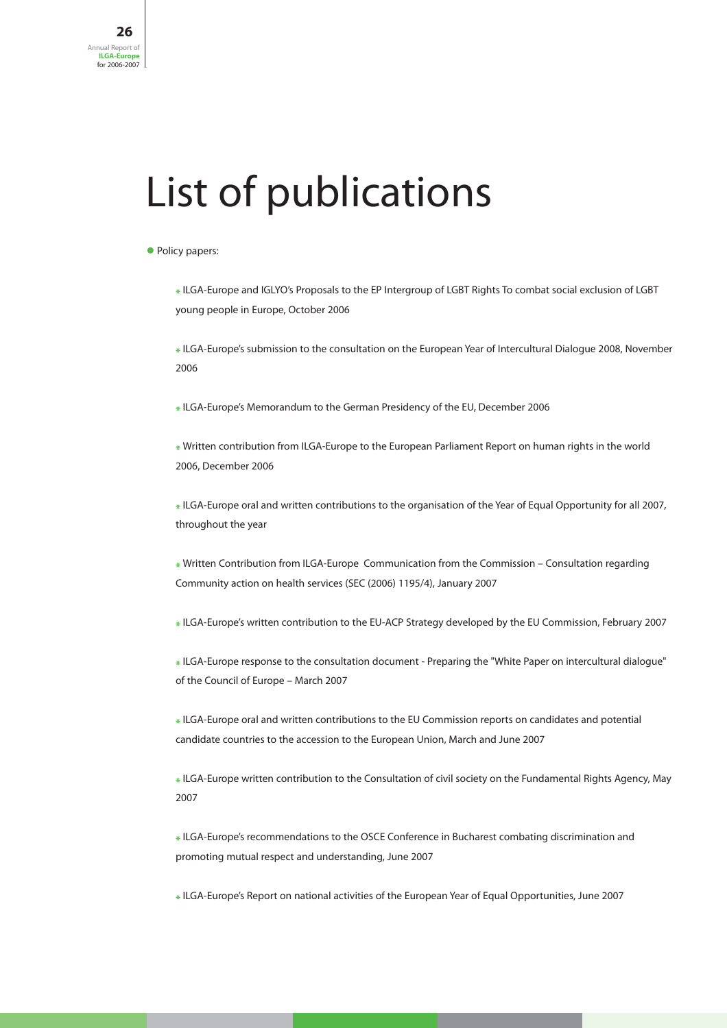# List of publications

- Policy papers:
  - ILGA-Europe and IGLYO's Proposals to the EP Intergroup of LGBT Rights To combat social exclusion of LGBT young people in Europe, October 2006
  - ILGA-Europe's submission to the consultation on the European Year of Intercultural Dialogue 2008, November 2006
  - ILGA-Europe's Memorandum to the German Presidency of the EU, December 2006
  - Written contribution from ILGA-Europe to the European Parliament Report on human rights in the world 2006, December 2006
  - ILGA-Europe oral and written contributions to the organisation of the Year of Equal Opportunity for all 2007, throughout the year
  - Written Contribution from ILGA-Europe Communication from the Commission – Consultation regarding Community action on health services (SEC (2006) 1195/4), January 2007
  - ILGA-Europe's written contribution to the EU-ACP Strategy developed by the EU Commission, February 2007
  - ILGA-Europe response to the consultation document - Preparing the "White Paper on intercultural dialogue" of the Council of Europe – March 2007
  - ILGA-Europe oral and written contributions to the EU Commission reports on candidates and potential candidate countries to the accession to the European Union, March and June 2007
  - ILGA-Europe written contribution to the Consultation of civil society on the Fundamental Rights Agency, May 2007
  - ILGA-Europe's recommendations to the OSCE Conference in Bucharest combating discrimination and promoting mutual respect and understanding, June 2007
  - ILGA-Europe's Report on national activities of the European Year of Equal Opportunities, June 2007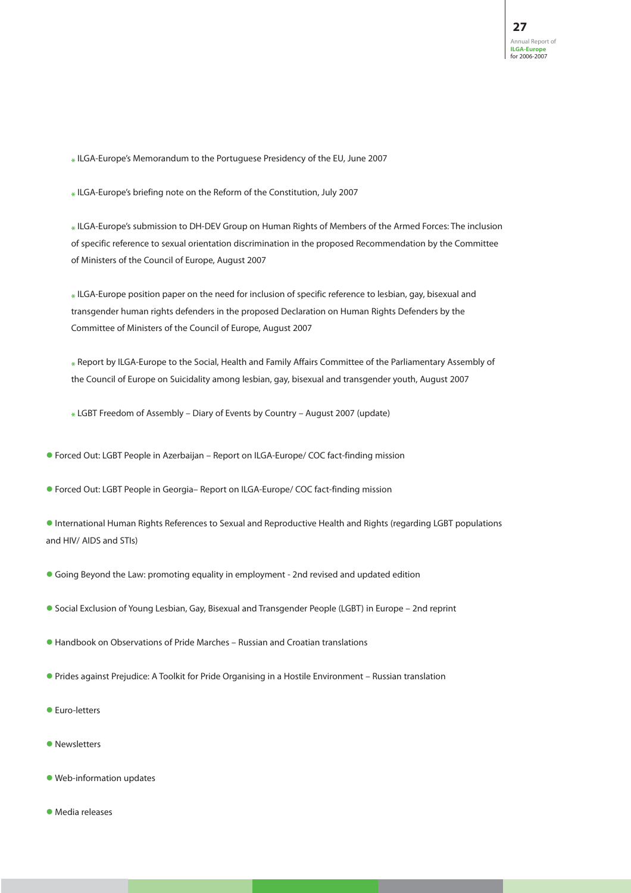- ILGA-Europe's Memorandum to the Portuguese Presidency of the EU, June 2007
- ILGA-Europe's briefing note on the Reform of the Constitution, July 2007
- ILGA-Europe's submission to DH-DEV Group on Human Rights of Members of the Armed Forces: The inclusion of specific reference to sexual orientation discrimination in the proposed Recommendation by the Committee of Ministers of the Council of Europe, August 2007
- ILGA-Europe position paper on the need for inclusion of specific reference to lesbian, gay, bisexual and transgender human rights defenders in the proposed Declaration on Human Rights Defenders by the Committee of Ministers of the Council of Europe, August 2007
- Report by ILGA-Europe to the Social, Health and Family Affairs Committee of the Parliamentary Assembly of the Council of Europe on Suicidality among lesbian, gay, bisexual and transgender youth, August 2007
- LGBT Freedom of Assembly – Diary of Events by Country – August 2007 (update)

- Forced Out: LGBT People in Azerbaijan – Report on ILGA-Europe/ COC fact-finding mission
- Forced Out: LGBT People in Georgia– Report on ILGA-Europe/ COC fact-finding mission
- International Human Rights References to Sexual and Reproductive Health and Rights (regarding LGBT populations and HIV/ AIDS and STIs)
- Going Beyond the Law: promoting equality in employment - 2nd revised and updated edition
- Social Exclusion of Young Lesbian, Gay, Bisexual and Transgender People (LGBT) in Europe – 2nd reprint
- Handbook on Observations of Pride Marches – Russian and Croatian translations
- Prides against Prejudice: A Toolkit for Pride Organising in a Hostile Environment – Russian translation
- Euro-letters
- Newsletters
- Web-information updates
- Media releases